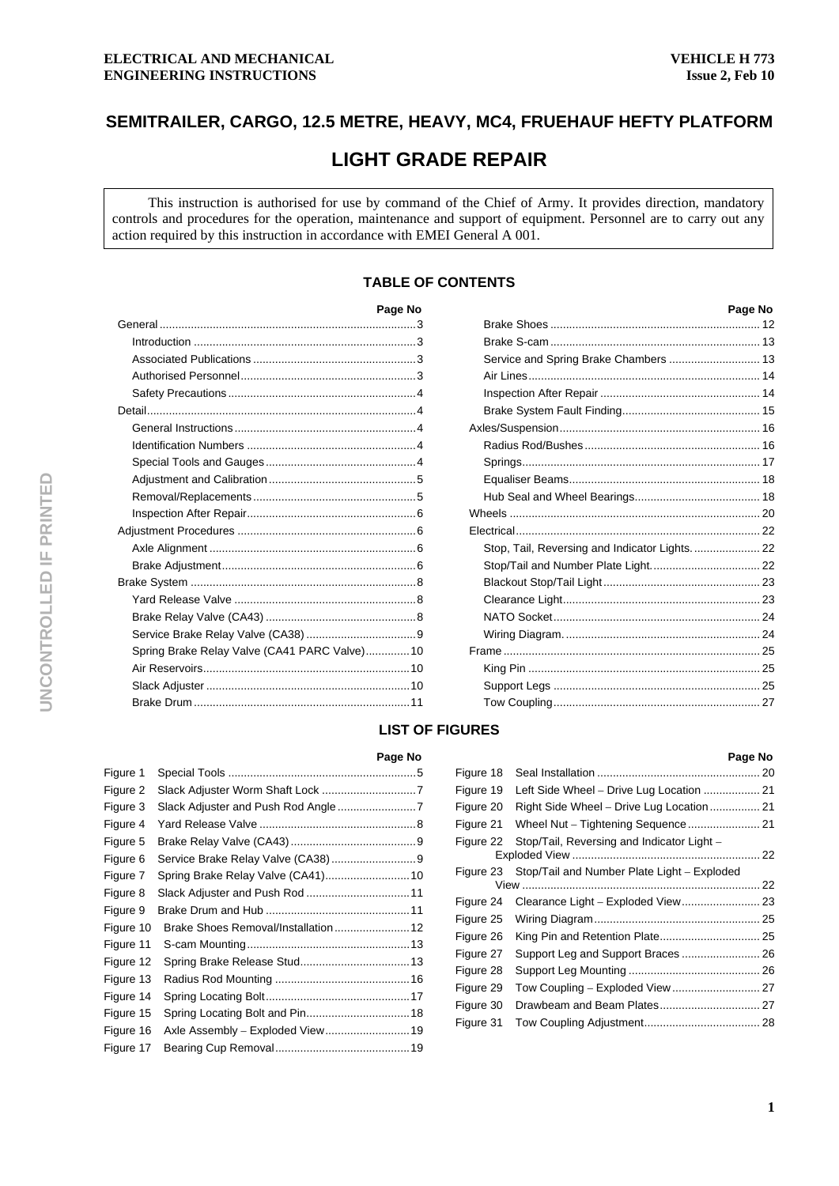ELECTRICAL AND MECHANICAL ENGINEERING INSTRUCTIONS

VEHICLE H 773
Issue 2, Feb 10

# SEMITRAILER, CARGO, 12.5 METRE, HEAVY, MC4, FRUEHAUF HEFTY PLATFORM

# LIGHT GRADE REPAIR

This instruction is authorised for use by command of the Chief of Army. It provides direction, mandatory controls and procedures for the operation, maintenance and support of equipment. Personnel are to carry out any action required by this instruction in accordance with EMEI General A 001.

## TABLE OF CONTENTS

| | Page No |
|---|---|
| General | 3 |
| Introduction | 3 |
| Associated Publications | 3 |
| Authorised Personnel | 3 |
| Safety Precautions | 4 |
| Detail | 4 |
| General Instructions | 4 |
| Identification Numbers | 4 |
| Special Tools and Gauges | 4 |
| Adjustment and Calibration | 5 |
| Removal/Replacements | 5 |
| Inspection After Repair | 6 |
| Adjustment Procedures | 6 |
| Axle Alignment | 6 |
| Brake Adjustment | 6 |
| Brake System | 8 |
| Yard Release Valve | 8 |
| Brake Relay Valve (CA43) | 8 |
| Service Brake Relay Valve (CA38) | 9 |
| Spring Brake Relay Valve (CA41 PARC Valve) | 10 |
| Air Reservoirs | 10 |
| Slack Adjuster | 10 |
| Brake Drum | 11 |
| Brake Shoes | 12 |
| Brake S-cam | 13 |
| Service and Spring Brake Chambers | 13 |
| Air Lines | 14 |
| Inspection After Repair | 14 |
| Brake System Fault Finding | 15 |
| Axles/Suspension | 16 |
| Radius Rod/Bushes | 16 |
| Springs | 17 |
| Equaliser Beams | 18 |
| Hub Seal and Wheel Bearings | 18 |
| Wheels | 20 |
| Electrical | 22 |
| Stop, Tail, Reversing and Indicator Lights. | 22 |
| Stop/Tail and Number Plate Light. | 22 |
| Blackout Stop/Tail Light | 23 |
| Clearance Light | 23 |
| NATO Socket | 24 |
| Wiring Diagram. | 24 |
| Frame | 25 |
| King Pin | 25 |
| Support Legs | 25 |
| Tow Coupling | 27 |

## LIST OF FIGURES

| | | Page No |
|---|---|---|
| Figure 1 | Special Tools | 5 |
| Figure 2 | Slack Adjuster Worm Shaft Lock | 7 |
| Figure 3 | Slack Adjuster and Push Rod Angle | 7 |
| Figure 4 | Yard Release Valve | 8 |
| Figure 5 | Brake Relay Valve (CA43) | 9 |
| Figure 6 | Service Brake Relay Valve (CA38) | 9 |
| Figure 7 | Spring Brake Relay Valve (CA41) | 10 |
| Figure 8 | Slack Adjuster and Push Rod | 11 |
| Figure 9 | Brake Drum and Hub | 11 |
| Figure 10 | Brake Shoes Removal/Installation | 12 |
| Figure 11 | S-cam Mounting | 13 |
| Figure 12 | Spring Brake Release Stud | 13 |
| Figure 13 | Radius Rod Mounting | 16 |
| Figure 14 | Spring Locating Bolt | 17 |
| Figure 15 | Spring Locating Bolt and Pin | 18 |
| Figure 16 | Axle Assembly – Exploded View | 19 |
| Figure 17 | Bearing Cup Removal | 19 |
| Figure 18 | Seal Installation | 20 |
| Figure 19 | Left Side Wheel – Drive Lug Location | 21 |
| Figure 20 | Right Side Wheel – Drive Lug Location | 21 |
| Figure 21 | Wheel Nut – Tightening Sequence | 21 |
| Figure 22 | Stop/Tail, Reversing and Indicator Light – Exploded View | 22 |
| Figure 23 | Stop/Tail and Number Plate Light – Exploded View | 22 |
| Figure 24 | Clearance Light – Exploded View | 23 |
| Figure 25 | Wiring Diagram | 25 |
| Figure 26 | King Pin and Retention Plate | 25 |
| Figure 27 | Support Leg and Support Braces | 26 |
| Figure 28 | Support Leg Mounting | 26 |
| Figure 29 | Tow Coupling – Exploded View | 27 |
| Figure 30 | Drawbeam and Beam Plates | 27 |
| Figure 31 | Tow Coupling Adjustment | 28 |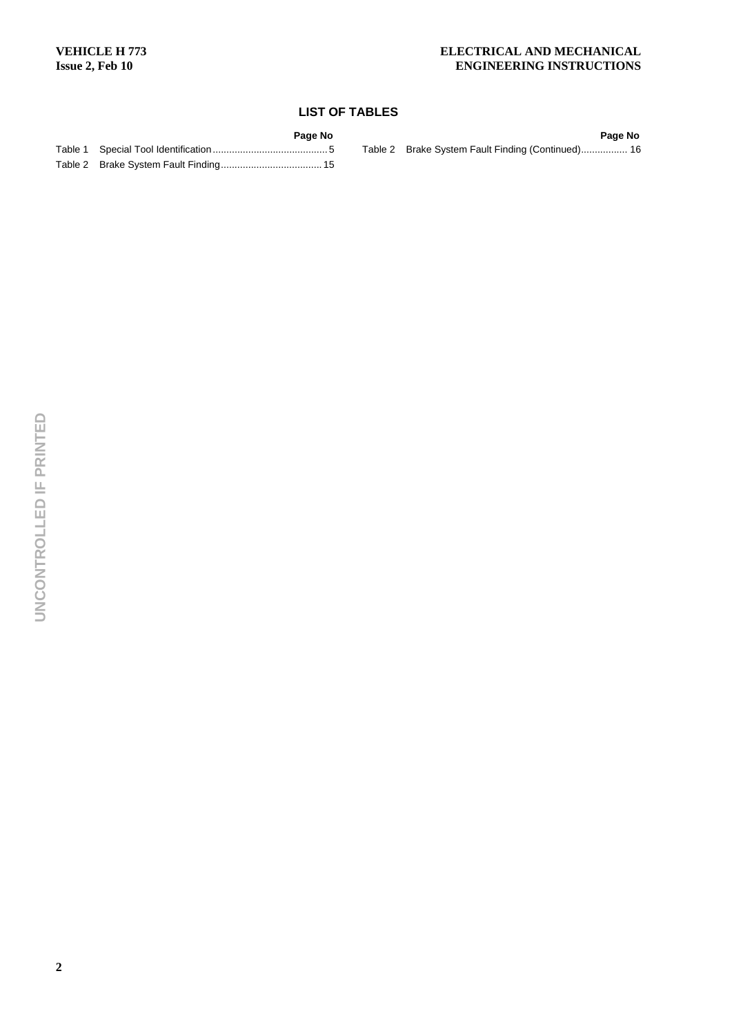## LIST OF TABLES

| | | Page No |
|---|---|---|
| Table 1 | Special Tool Identification | 5 |
| Table 2 | Brake System Fault Finding | 15 |
| Table 2 | Brake System Fault Finding (Continued) | 16 |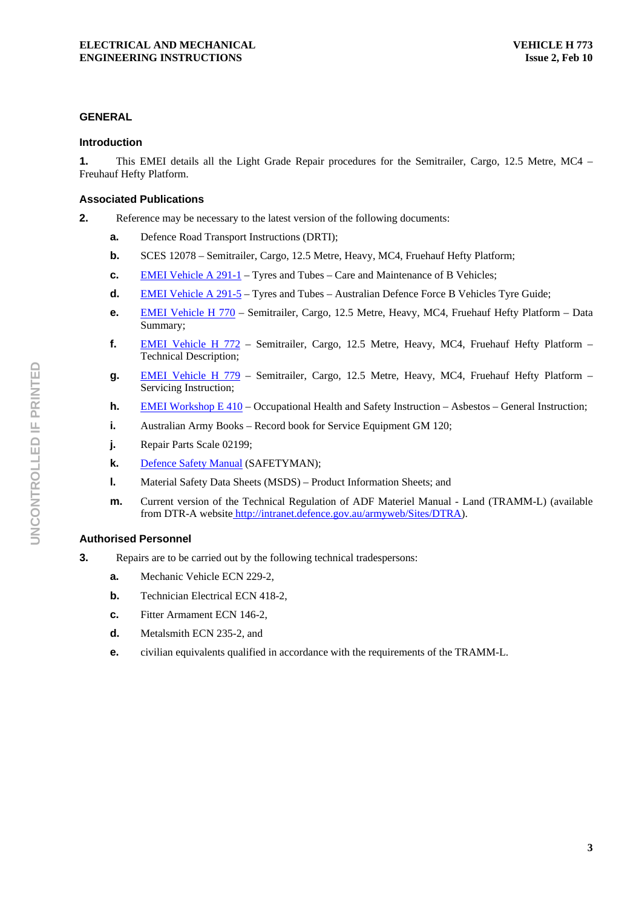## GENERAL

### Introduction

**1.** This EMEI details all the Light Grade Repair procedures for the Semitrailer, Cargo, 12.5 Metre, MC4 – Freuhauf Hefty Platform.

### Associated Publications

**2.** Reference may be necessary to the latest version of the following documents:

- **a.** Defence Road Transport Instructions (DRTI);
- **b.** SCES 12078 – Semitrailer, Cargo, 12.5 Metre, Heavy, MC4, Fruehauf Hefty Platform;
- **c.** EMEI Vehicle A 291-1 – Tyres and Tubes – Care and Maintenance of B Vehicles;
- **d.** EMEI Vehicle A 291-5 – Tyres and Tubes – Australian Defence Force B Vehicles Tyre Guide;
- **e.** EMEI Vehicle H 770 – Semitrailer, Cargo, 12.5 Metre, Heavy, MC4, Fruehauf Hefty Platform – Data Summary;
- **f.** EMEI Vehicle H 772 – Semitrailer, Cargo, 12.5 Metre, Heavy, MC4, Fruehauf Hefty Platform – Technical Description;
- **g.** EMEI Vehicle H 779 – Semitrailer, Cargo, 12.5 Metre, Heavy, MC4, Fruehauf Hefty Platform – Servicing Instruction;
- **h.** EMEI Workshop E 410 – Occupational Health and Safety Instruction – Asbestos – General Instruction;
- **i.** Australian Army Books – Record book for Service Equipment GM 120;
- **j.** Repair Parts Scale 02199;
- **k.** Defence Safety Manual (SAFETYMAN);
- **l.** Material Safety Data Sheets (MSDS) – Product Information Sheets; and
- **m.** Current version of the Technical Regulation of ADF Materiel Manual - Land (TRAMM-L) (available from DTR-A website http://intranet.defence.gov.au/armyweb/Sites/DTRA).

### Authorised Personnel

**3.** Repairs are to be carried out by the following technical tradespersons:

- **a.** Mechanic Vehicle ECN 229-2,
- **b.** Technician Electrical ECN 418-2,
- **c.** Fitter Armament ECN 146-2,
- **d.** Metalsmith ECN 235-2, and
- **e.** civilian equivalents qualified in accordance with the requirements of the TRAMM-L.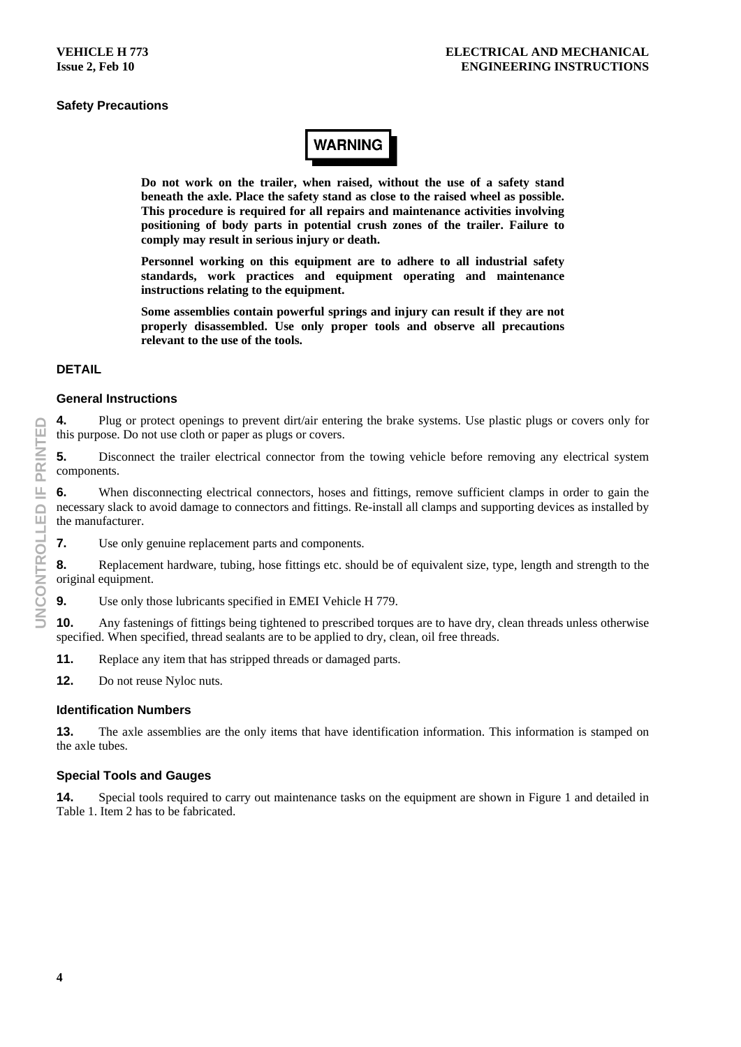### Safety Precautions

**WARNING**

**Do not work on the trailer, when raised, without the use of a safety stand beneath the axle. Place the safety stand as close to the raised wheel as possible. This procedure is required for all repairs and maintenance activities involving positioning of body parts in potential crush zones of the trailer. Failure to comply may result in serious injury or death.**

**Personnel working on this equipment are to adhere to all industrial safety standards, work practices and equipment operating and maintenance instructions relating to the equipment.**

**Some assemblies contain powerful springs and injury can result if they are not properly disassembled. Use only proper tools and observe all precautions relevant to the use of the tools.**

## DETAIL

### General Instructions

**4.** Plug or protect openings to prevent dirt/air entering the brake systems. Use plastic plugs or covers only for this purpose. Do not use cloth or paper as plugs or covers.

**5.** Disconnect the trailer electrical connector from the towing vehicle before removing any electrical system components.

**6.** When disconnecting electrical connectors, hoses and fittings, remove sufficient clamps in order to gain the necessary slack to avoid damage to connectors and fittings. Re-install all clamps and supporting devices as installed by the manufacturer.

**7.** Use only genuine replacement parts and components.

**8.** Replacement hardware, tubing, hose fittings etc. should be of equivalent size, type, length and strength to the original equipment.

**9.** Use only those lubricants specified in EMEI Vehicle H 779.

**10.** Any fastenings of fittings being tightened to prescribed torques are to have dry, clean threads unless otherwise specified. When specified, thread sealants are to be applied to dry, clean, oil free threads.

**11.** Replace any item that has stripped threads or damaged parts.

**12.** Do not reuse Nyloc nuts.

### Identification Numbers

**13.** The axle assemblies are the only items that have identification information. This information is stamped on the axle tubes.

### Special Tools and Gauges

**14.** Special tools required to carry out maintenance tasks on the equipment are shown in Figure 1 and detailed in Table 1. Item 2 has to be fabricated.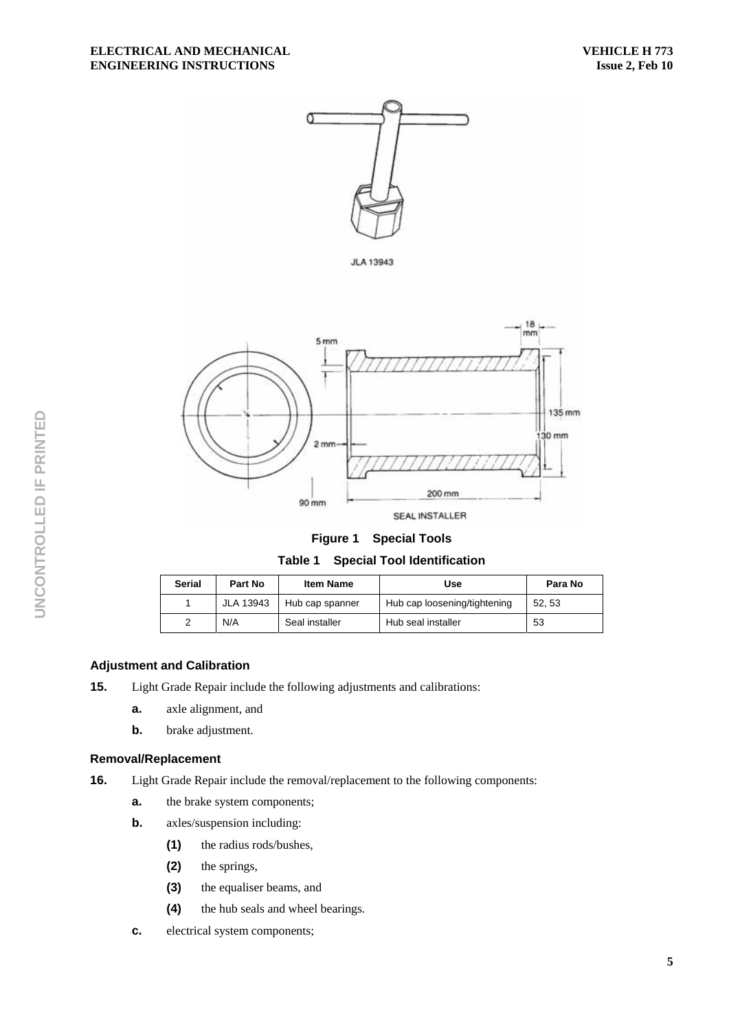Figure 1 Special Tools

Table 1 Special Tool Identification

| Serial | Part No | Item Name | Use | Para No |
|---|---|---|---|---|
| 1 | JLA 13943 | Hub cap spanner | Hub cap loosening/tightening | 52, 53 |
| 2 | N/A | Seal installer | Hub seal installer | 53 |

### Adjustment and Calibration

**15.** Light Grade Repair include the following adjustments and calibrations:

- **a.** axle alignment, and
- **b.** brake adjustment.

### Removal/Replacement

**16.** Light Grade Repair include the removal/replacement to the following components:

- **a.** the brake system components;
- **b.** axles/suspension including:
  - **(1)** the radius rods/bushes,
  - **(2)** the springs,
  - **(3)** the equaliser beams, and
  - **(4)** the hub seals and wheel bearings.
- **c.** electrical system components;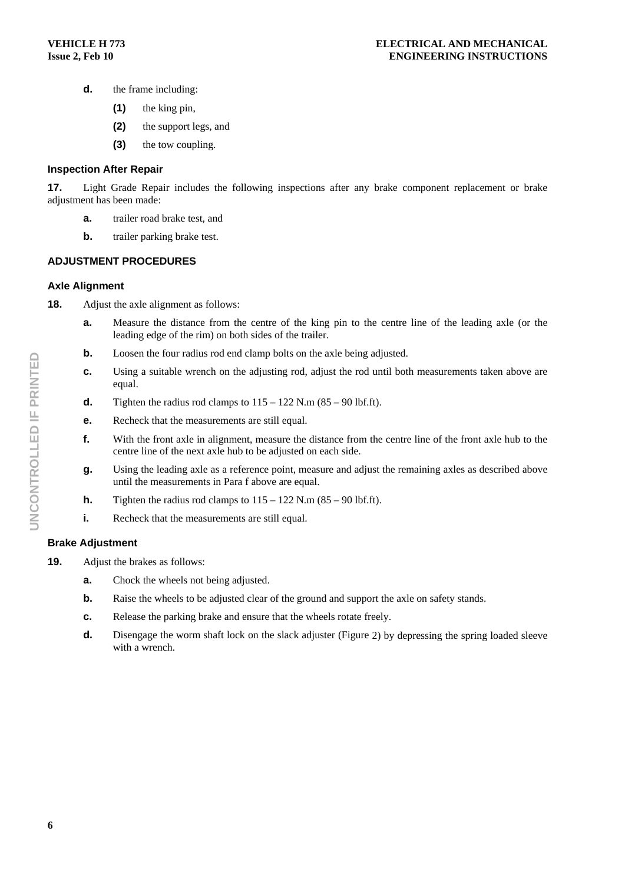**d.** the frame including:

**(1)** the king pin,

**(2)** the support legs, and

**(3)** the tow coupling.

### Inspection After Repair

**17.** Light Grade Repair includes the following inspections after any brake component replacement or brake adjustment has been made:

**a.** trailer road brake test, and

**b.** trailer parking brake test.

## ADJUSTMENT PROCEDURES

### Axle Alignment

**18.** Adjust the axle alignment as follows:

**a.** Measure the distance from the centre of the king pin to the centre line of the leading axle (or the leading edge of the rim) on both sides of the trailer.

**b.** Loosen the four radius rod end clamp bolts on the axle being adjusted.

**c.** Using a suitable wrench on the adjusting rod, adjust the rod until both measurements taken above are equal.

**d.** Tighten the radius rod clamps to 115 – 122 N.m (85 – 90 lbf.ft).

**e.** Recheck that the measurements are still equal.

**f.** With the front axle in alignment, measure the distance from the centre line of the front axle hub to the centre line of the next axle hub to be adjusted on each side.

**g.** Using the leading axle as a reference point, measure and adjust the remaining axles as described above until the measurements in Para f above are equal.

**h.** Tighten the radius rod clamps to 115 – 122 N.m (85 – 90 lbf.ft).

**i.** Recheck that the measurements are still equal.

### Brake Adjustment

**19.** Adjust the brakes as follows:

**a.** Chock the wheels not being adjusted.

**b.** Raise the wheels to be adjusted clear of the ground and support the axle on safety stands.

**c.** Release the parking brake and ensure that the wheels rotate freely.

**d.** Disengage the worm shaft lock on the slack adjuster (Figure 2) by depressing the spring loaded sleeve with a wrench.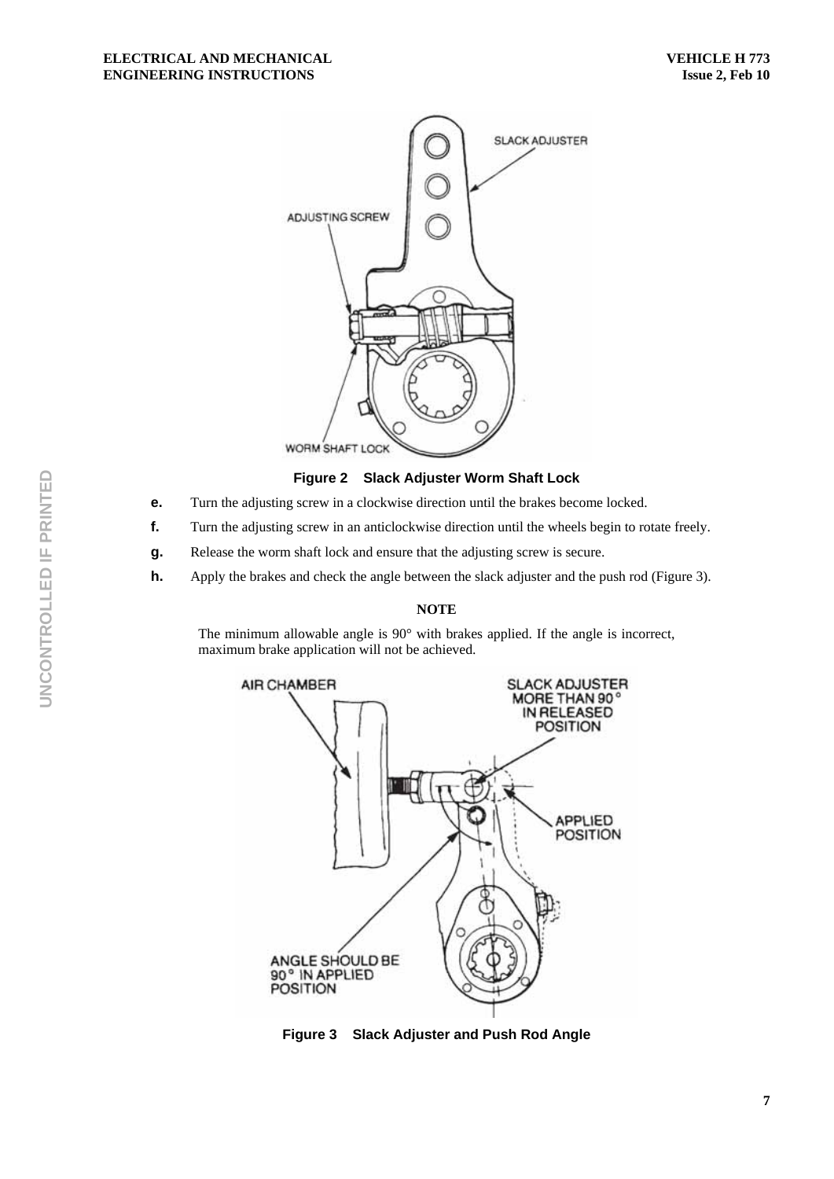Figure 2 Slack Adjuster Worm Shaft Lock

**e.** Turn the adjusting screw in a clockwise direction until the brakes become locked.

**f.** Turn the adjusting screw in an anticlockwise direction until the wheels begin to rotate freely.

**g.** Release the worm shaft lock and ensure that the adjusting screw is secure.

**h.** Apply the brakes and check the angle between the slack adjuster and the push rod (Figure 3).

**NOTE**

The minimum allowable angle is 90° with brakes applied. If the angle is incorrect, maximum brake application will not be achieved.

Figure 3 Slack Adjuster and Push Rod Angle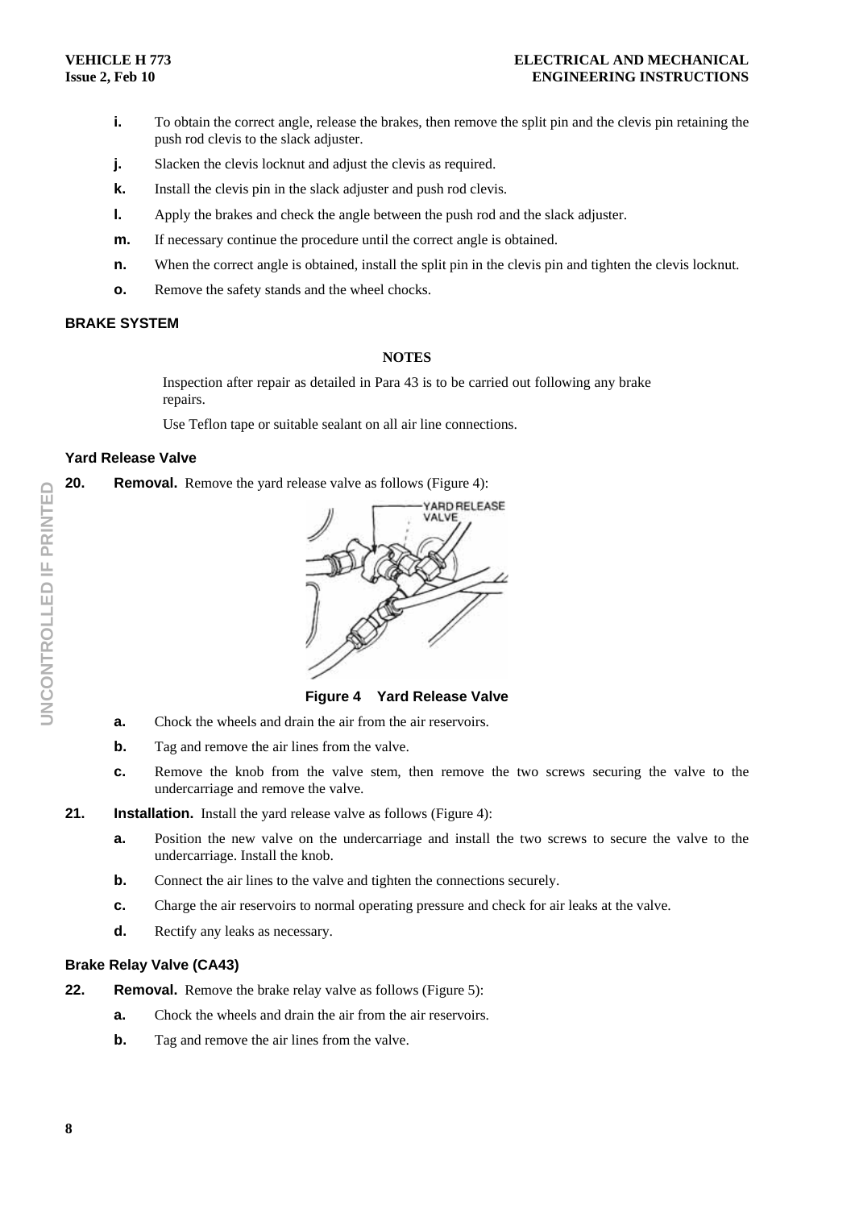**i.** To obtain the correct angle, release the brakes, then remove the split pin and the clevis pin retaining the push rod clevis to the slack adjuster.

**j.** Slacken the clevis locknut and adjust the clevis as required.

**k.** Install the clevis pin in the slack adjuster and push rod clevis.

**l.** Apply the brakes and check the angle between the push rod and the slack adjuster.

**m.** If necessary continue the procedure until the correct angle is obtained.

**n.** When the correct angle is obtained, install the split pin in the clevis pin and tighten the clevis locknut.

**o.** Remove the safety stands and the wheel chocks.

## BRAKE SYSTEM

**NOTES**

Inspection after repair as detailed in Para 43 is to be carried out following any brake repairs.

Use Teflon tape or suitable sealant on all air line connections.

### Yard Release Valve

**20. Removal.** Remove the yard release valve as follows (Figure 4):

**Figure 4 Yard Release Valve**

**a.** Chock the wheels and drain the air from the air reservoirs.

**b.** Tag and remove the air lines from the valve.

**c.** Remove the knob from the valve stem, then remove the two screws securing the valve to the undercarriage and remove the valve.

**21. Installation.** Install the yard release valve as follows (Figure 4):

**a.** Position the new valve on the undercarriage and install the two screws to secure the valve to the undercarriage. Install the knob.

**b.** Connect the air lines to the valve and tighten the connections securely.

**c.** Charge the air reservoirs to normal operating pressure and check for air leaks at the valve.

**d.** Rectify any leaks as necessary.

### Brake Relay Valve (CA43)

**22. Removal.** Remove the brake relay valve as follows (Figure 5):

**a.** Chock the wheels and drain the air from the air reservoirs.

**b.** Tag and remove the air lines from the valve.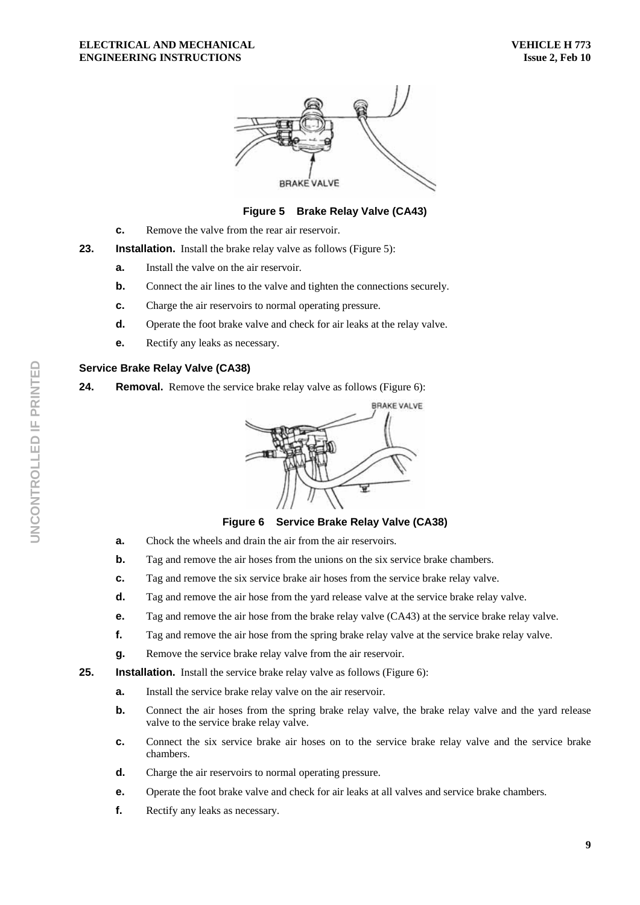Figure 5    Brake Relay Valve (CA43)

**c.** Remove the valve from the rear air reservoir.

**23. Installation.** Install the brake relay valve as follows (Figure 5):

**a.** Install the valve on the air reservoir.

**b.** Connect the air lines to the valve and tighten the connections securely.

**c.** Charge the air reservoirs to normal operating pressure.

**d.** Operate the foot brake valve and check for air leaks at the relay valve.

**e.** Rectify any leaks as necessary.

### Service Brake Relay Valve (CA38)

**24. Removal.** Remove the service brake relay valve as follows (Figure 6):

Figure 6    Service Brake Relay Valve (CA38)

**a.** Chock the wheels and drain the air from the air reservoirs.

**b.** Tag and remove the air hoses from the unions on the six service brake chambers.

**c.** Tag and remove the six service brake air hoses from the service brake relay valve.

**d.** Tag and remove the air hose from the yard release valve at the service brake relay valve.

**e.** Tag and remove the air hose from the brake relay valve (CA43) at the service brake relay valve.

**f.** Tag and remove the air hose from the spring brake relay valve at the service brake relay valve.

**g.** Remove the service brake relay valve from the air reservoir.

**25. Installation.** Install the service brake relay valve as follows (Figure 6):

**a.** Install the service brake relay valve on the air reservoir.

**b.** Connect the air hoses from the spring brake relay valve, the brake relay valve and the yard release valve to the service brake relay valve.

**c.** Connect the six service brake air hoses on to the service brake relay valve and the service brake chambers.

**d.** Charge the air reservoirs to normal operating pressure.

**e.** Operate the foot brake valve and check for air leaks at all valves and service brake chambers.

**f.** Rectify any leaks as necessary.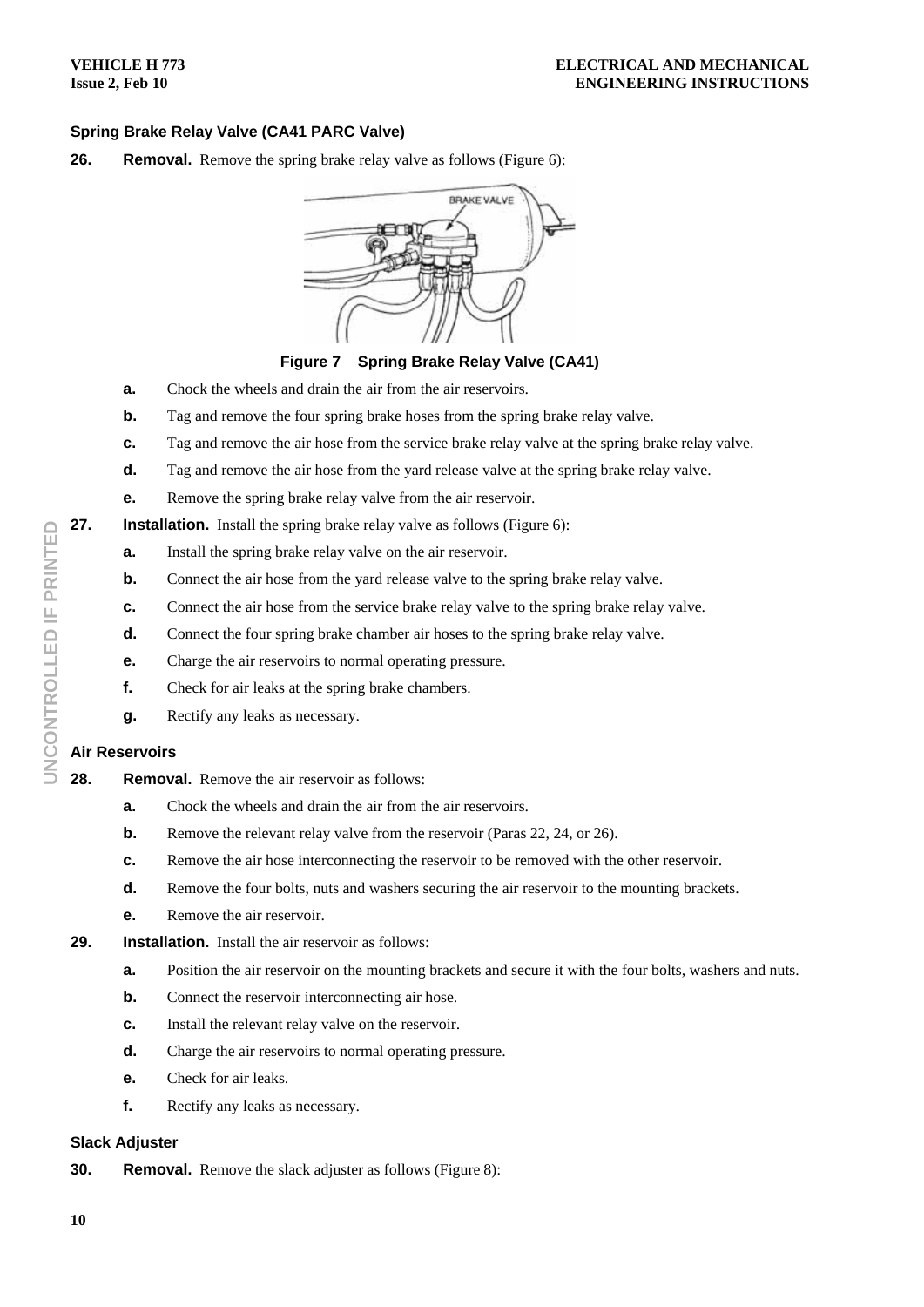### Spring Brake Relay Valve (CA41 PARC Valve)

**26. Removal.** Remove the spring brake relay valve as follows (Figure 6):

**Figure 7 Spring Brake Relay Valve (CA41)**

- **a.** Chock the wheels and drain the air from the air reservoirs.
- **b.** Tag and remove the four spring brake hoses from the spring brake relay valve.
- **c.** Tag and remove the air hose from the service brake relay valve at the spring brake relay valve.
- **d.** Tag and remove the air hose from the yard release valve at the spring brake relay valve.
- **e.** Remove the spring brake relay valve from the air reservoir.

**27. Installation.** Install the spring brake relay valve as follows (Figure 6):

- **a.** Install the spring brake relay valve on the air reservoir.
- **b.** Connect the air hose from the yard release valve to the spring brake relay valve.
- **c.** Connect the air hose from the service brake relay valve to the spring brake relay valve.
- **d.** Connect the four spring brake chamber air hoses to the spring brake relay valve.
- **e.** Charge the air reservoirs to normal operating pressure.
- **f.** Check for air leaks at the spring brake chambers.
- **g.** Rectify any leaks as necessary.

### Air Reservoirs

**28. Removal.** Remove the air reservoir as follows:

- **a.** Chock the wheels and drain the air from the air reservoirs.
- **b.** Remove the relevant relay valve from the reservoir (Paras 22, 24, or 26).
- **c.** Remove the air hose interconnecting the reservoir to be removed with the other reservoir.
- **d.** Remove the four bolts, nuts and washers securing the air reservoir to the mounting brackets.
- **e.** Remove the air reservoir.

**29. Installation.** Install the air reservoir as follows:

- **a.** Position the air reservoir on the mounting brackets and secure it with the four bolts, washers and nuts.
- **b.** Connect the reservoir interconnecting air hose.
- **c.** Install the relevant relay valve on the reservoir.
- **d.** Charge the air reservoirs to normal operating pressure.
- **e.** Check for air leaks.
- **f.** Rectify any leaks as necessary.

### Slack Adjuster

**30. Removal.** Remove the slack adjuster as follows (Figure 8):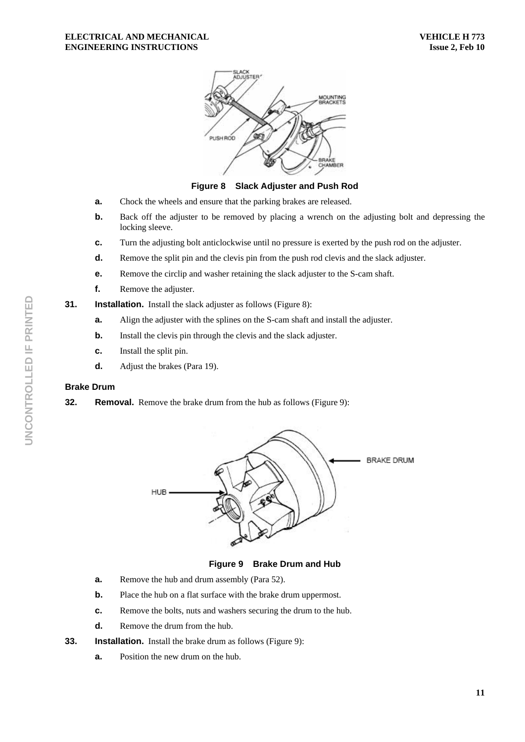Figure 8 Slack Adjuster and Push Rod

a. Chock the wheels and ensure that the parking brakes are released.

b. Back off the adjuster to be removed by placing a wrench on the adjusting bolt and depressing the locking sleeve.

c. Turn the adjusting bolt anticlockwise until no pressure is exerted by the push rod on the adjuster.

d. Remove the split pin and the clevis pin from the push rod clevis and the slack adjuster.

e. Remove the circlip and washer retaining the slack adjuster to the S-cam shaft.

f. Remove the adjuster.

**31. Installation.** Install the slack adjuster as follows (Figure 8):

a. Align the adjuster with the splines on the S-cam shaft and install the adjuster.

b. Install the clevis pin through the clevis and the slack adjuster.

c. Install the split pin.

d. Adjust the brakes (Para 19).

### Brake Drum

**32. Removal.** Remove the brake drum from the hub as follows (Figure 9):

Figure 9 Brake Drum and Hub

a. Remove the hub and drum assembly (Para 52).

b. Place the hub on a flat surface with the brake drum uppermost.

c. Remove the bolts, nuts and washers securing the drum to the hub.

d. Remove the drum from the hub.

**33. Installation.** Install the brake drum as follows (Figure 9):

a. Position the new drum on the hub.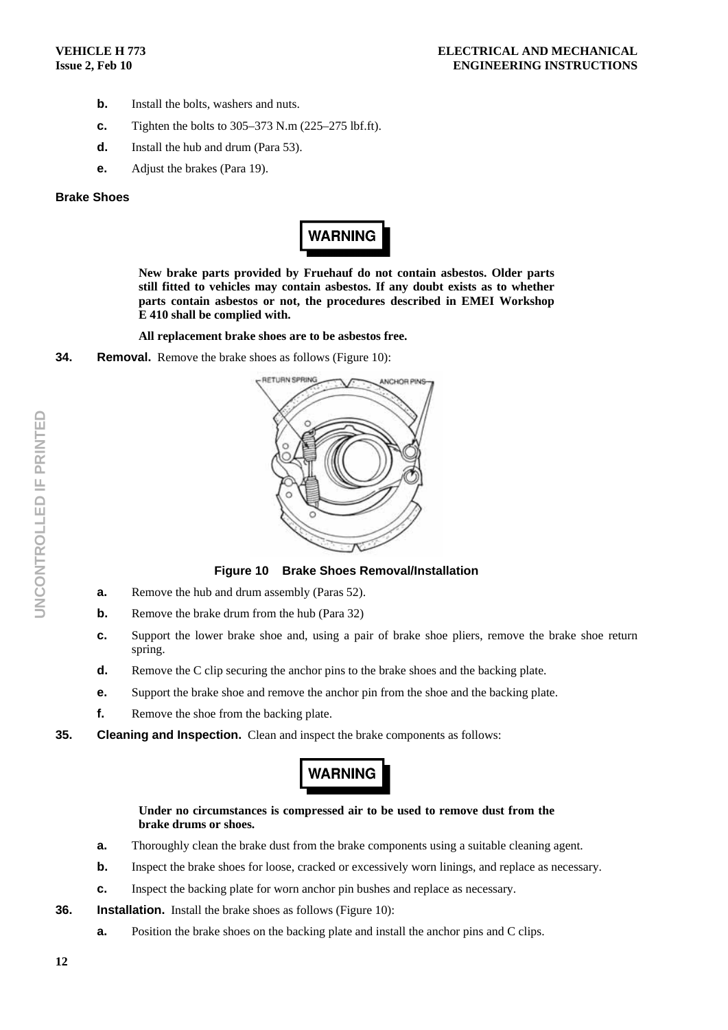b. Install the bolts, washers and nuts.

c. Tighten the bolts to 305–373 N.m (225–275 lbf.ft).

d. Install the hub and drum (Para 53).

e. Adjust the brakes (Para 19).

### Brake Shoes

**WARNING**

**New brake parts provided by Fruehauf do not contain asbestos. Older parts still fitted to vehicles may contain asbestos. If any doubt exists as to whether parts contain asbestos or not, the procedures described in EMEI Workshop E 410 shall be complied with.**

**All replacement brake shoes are to be asbestos free.**

**34. Removal.** Remove the brake shoes as follows (Figure 10):

**Figure 10 Brake Shoes Removal/Installation**

a. Remove the hub and drum assembly (Paras 52).

b. Remove the brake drum from the hub (Para 32)

c. Support the lower brake shoe and, using a pair of brake shoe pliers, remove the brake shoe return spring.

d. Remove the C clip securing the anchor pins to the brake shoes and the backing plate.

e. Support the brake shoe and remove the anchor pin from the shoe and the backing plate.

f. Remove the shoe from the backing plate.

**35. Cleaning and Inspection.** Clean and inspect the brake components as follows:

**WARNING**

**Under no circumstances is compressed air to be used to remove dust from the brake drums or shoes.**

a. Thoroughly clean the brake dust from the brake components using a suitable cleaning agent.

b. Inspect the brake shoes for loose, cracked or excessively worn linings, and replace as necessary.

c. Inspect the backing plate for worn anchor pin bushes and replace as necessary.

**36. Installation.** Install the brake shoes as follows (Figure 10):

a. Position the brake shoes on the backing plate and install the anchor pins and C clips.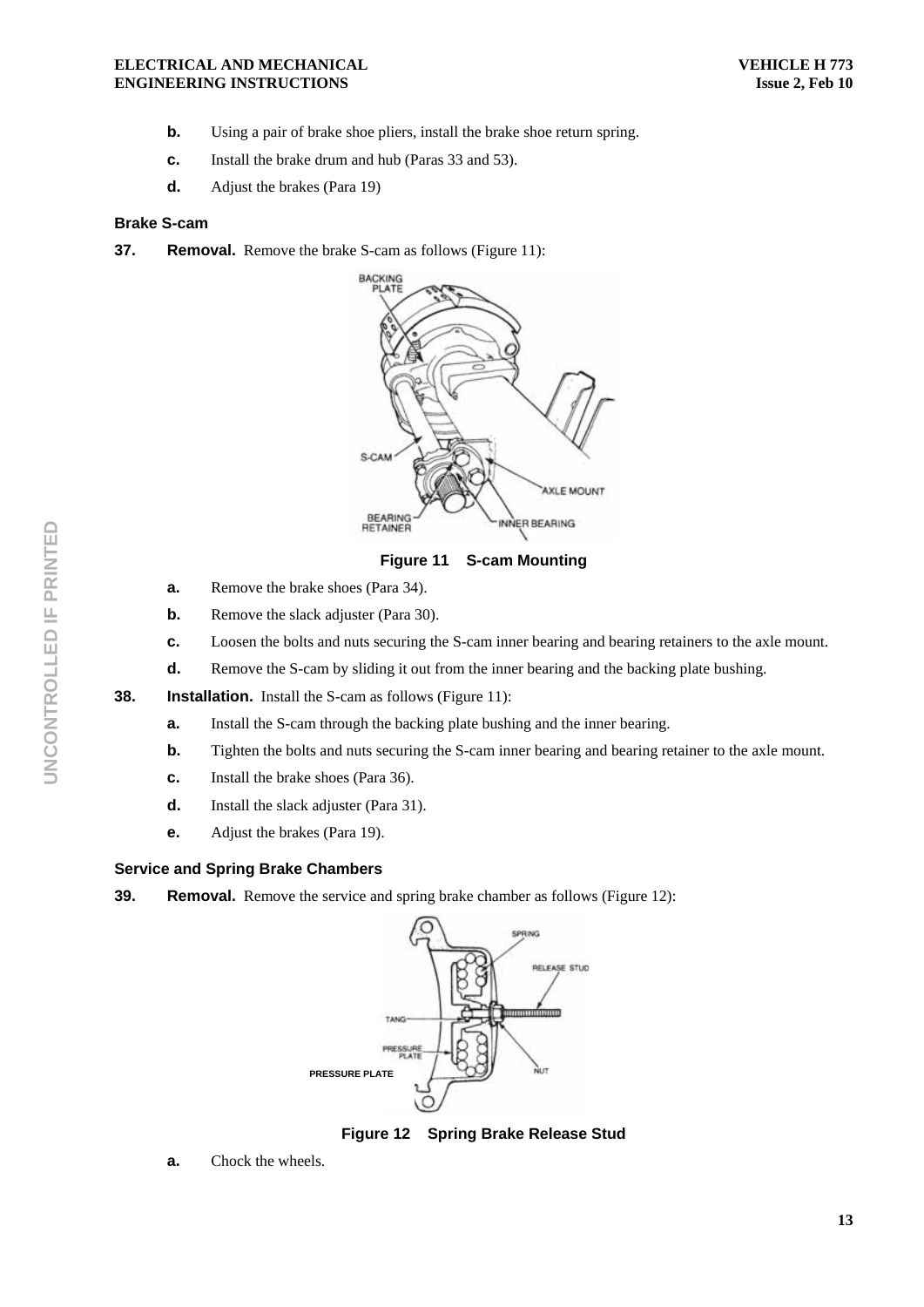**b.** Using a pair of brake shoe pliers, install the brake shoe return spring.

**c.** Install the brake drum and hub (Paras 33 and 53).

**d.** Adjust the brakes (Para 19)

**Brake S-cam**

**37. Removal.** Remove the brake S-cam as follows (Figure 11):

**Figure 11 S-cam Mounting**

**a.** Remove the brake shoes (Para 34).

**b.** Remove the slack adjuster (Para 30).

**c.** Loosen the bolts and nuts securing the S-cam inner bearing and bearing retainers to the axle mount.

**d.** Remove the S-cam by sliding it out from the inner bearing and the backing plate bushing.

**38. Installation.** Install the S-cam as follows (Figure 11):

**a.** Install the S-cam through the backing plate bushing and the inner bearing.

**b.** Tighten the bolts and nuts securing the S-cam inner bearing and bearing retainer to the axle mount.

**c.** Install the brake shoes (Para 36).

**d.** Install the slack adjuster (Para 31).

**e.** Adjust the brakes (Para 19).

**Service and Spring Brake Chambers**

**39. Removal.** Remove the service and spring brake chamber as follows (Figure 12):

**Figure 12 Spring Brake Release Stud**

**a.** Chock the wheels.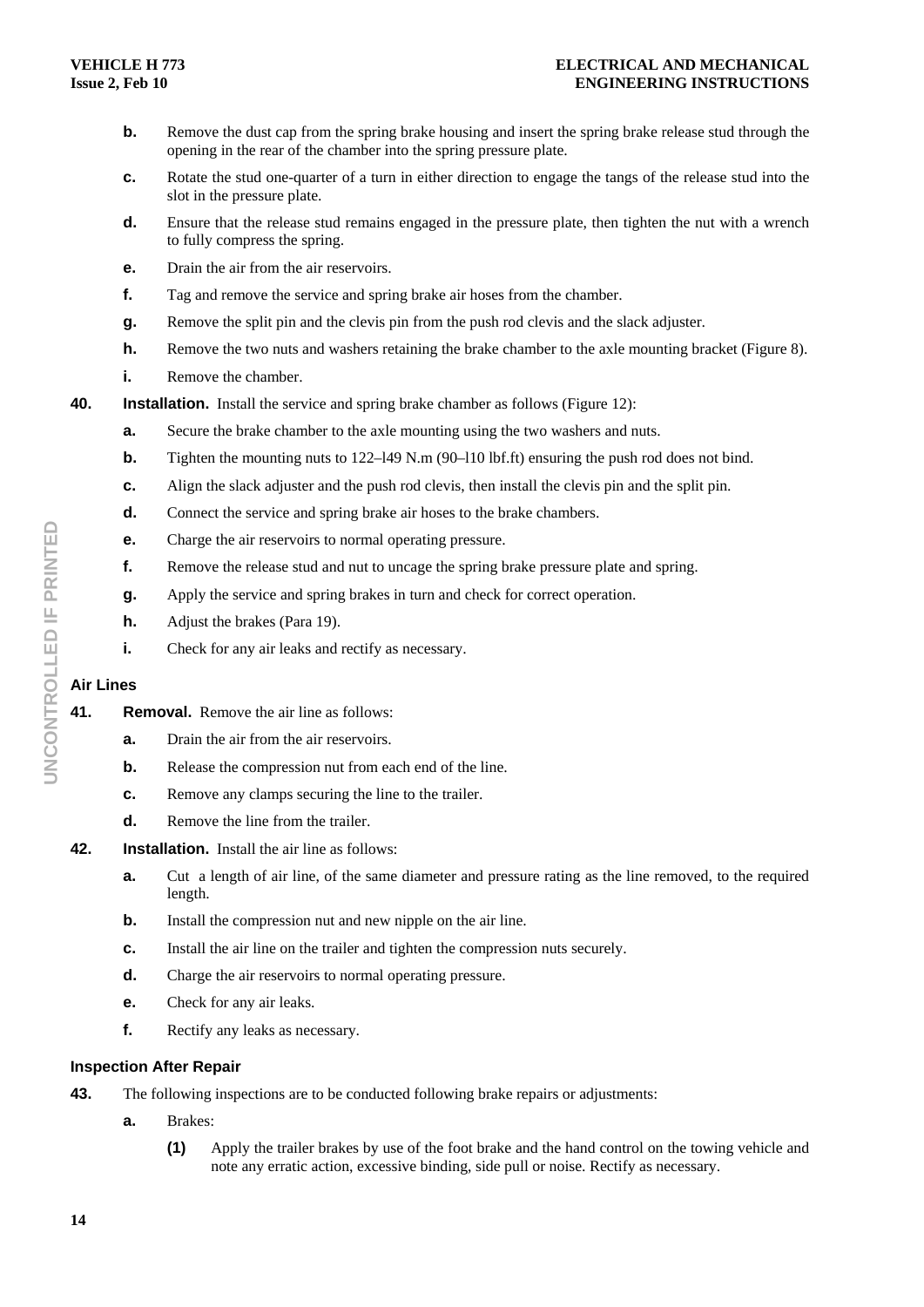**b.** Remove the dust cap from the spring brake housing and insert the spring brake release stud through the opening in the rear of the chamber into the spring pressure plate.

**c.** Rotate the stud one-quarter of a turn in either direction to engage the tangs of the release stud into the slot in the pressure plate.

**d.** Ensure that the release stud remains engaged in the pressure plate, then tighten the nut with a wrench to fully compress the spring.

**e.** Drain the air from the air reservoirs.

**f.** Tag and remove the service and spring brake air hoses from the chamber.

**g.** Remove the split pin and the clevis pin from the push rod clevis and the slack adjuster.

**h.** Remove the two nuts and washers retaining the brake chamber to the axle mounting bracket (Figure 8).

**i.** Remove the chamber.

**40. Installation.** Install the service and spring brake chamber as follows (Figure 12):

**a.** Secure the brake chamber to the axle mounting using the two washers and nuts.

**b.** Tighten the mounting nuts to 122–l49 N.m (90–l10 lbf.ft) ensuring the push rod does not bind.

**c.** Align the slack adjuster and the push rod clevis, then install the clevis pin and the split pin.

**d.** Connect the service and spring brake air hoses to the brake chambers.

**e.** Charge the air reservoirs to normal operating pressure.

**f.** Remove the release stud and nut to uncage the spring brake pressure plate and spring.

**g.** Apply the service and spring brakes in turn and check for correct operation.

**h.** Adjust the brakes (Para 19).

**i.** Check for any air leaks and rectify as necessary.

### Air Lines

**41. Removal.** Remove the air line as follows:

**a.** Drain the air from the air reservoirs.

**b.** Release the compression nut from each end of the line.

**c.** Remove any clamps securing the line to the trailer.

**d.** Remove the line from the trailer.

**42. Installation.** Install the air line as follows:

**a.** Cut a length of air line, of the same diameter and pressure rating as the line removed, to the required length.

**b.** Install the compression nut and new nipple on the air line.

**c.** Install the air line on the trailer and tighten the compression nuts securely.

**d.** Charge the air reservoirs to normal operating pressure.

**e.** Check for any air leaks.

**f.** Rectify any leaks as necessary.

### Inspection After Repair

**43.** The following inspections are to be conducted following brake repairs or adjustments:

**a.** Brakes:

**(1)** Apply the trailer brakes by use of the foot brake and the hand control on the towing vehicle and note any erratic action, excessive binding, side pull or noise. Rectify as necessary.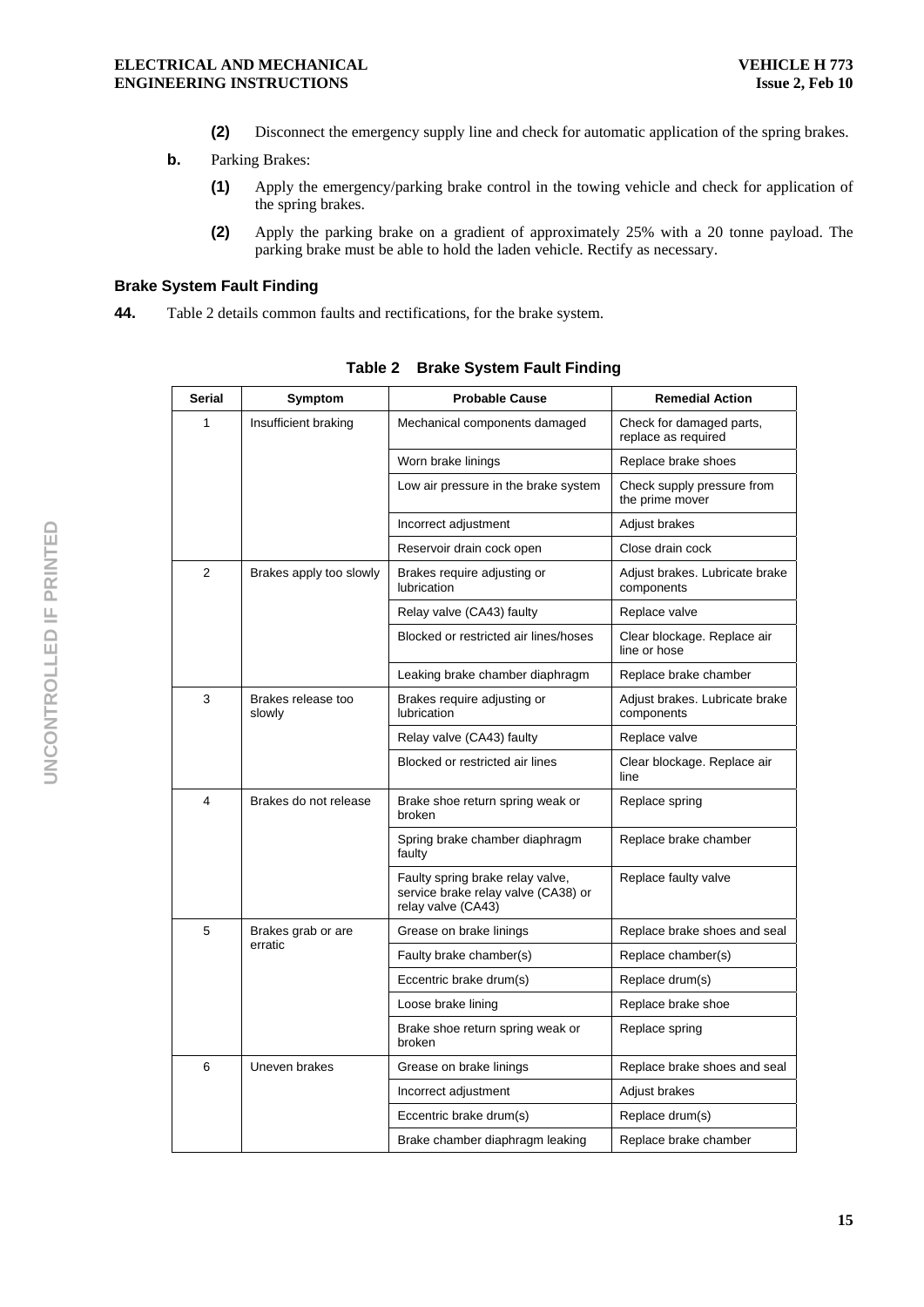**(2)** Disconnect the emergency supply line and check for automatic application of the spring brakes.

**b.** Parking Brakes:

**(1)** Apply the emergency/parking brake control in the towing vehicle and check for application of the spring brakes.

**(2)** Apply the parking brake on a gradient of approximately 25% with a 20 tonne payload. The parking brake must be able to hold the laden vehicle. Rectify as necessary.

### Brake System Fault Finding

**44.** Table 2 details common faults and rectifications, for the brake system.

**Table 2 Brake System Fault Finding**

| Serial | Symptom | Probable Cause | Remedial Action |
|---|---|---|---|
| 1 | Insufficient braking | Mechanical components damaged | Check for damaged parts, replace as required |
| | | Worn brake linings | Replace brake shoes |
| | | Low air pressure in the brake system | Check supply pressure from the prime mover |
| | | Incorrect adjustment | Adjust brakes |
| | | Reservoir drain cock open | Close drain cock |
| 2 | Brakes apply too slowly | Brakes require adjusting or lubrication | Adjust brakes. Lubricate brake components |
| | | Relay valve (CA43) faulty | Replace valve |
| | | Blocked or restricted air lines/hoses | Clear blockage. Replace air line or hose |
| | | Leaking brake chamber diaphragm | Replace brake chamber |
| 3 | Brakes release too slowly | Brakes require adjusting or lubrication | Adjust brakes. Lubricate brake components |
| | | Relay valve (CA43) faulty | Replace valve |
| | | Blocked or restricted air lines | Clear blockage. Replace air line |
| 4 | Brakes do not release | Brake shoe return spring weak or broken | Replace spring |
| | | Spring brake chamber diaphragm faulty | Replace brake chamber |
| | | Faulty spring brake relay valve, service brake relay valve (CA38) or relay valve (CA43) | Replace faulty valve |
| 5 | Brakes grab or are erratic | Grease on brake linings | Replace brake shoes and seal |
| | | Faulty brake chamber(s) | Replace chamber(s) |
| | | Eccentric brake drum(s) | Replace drum(s) |
| | | Loose brake lining | Replace brake shoe |
| | | Brake shoe return spring weak or broken | Replace spring |
| 6 | Uneven brakes | Grease on brake linings | Replace brake shoes and seal |
| | | Incorrect adjustment | Adjust brakes |
| | | Eccentric brake drum(s) | Replace drum(s) |
| | | Brake chamber diaphragm leaking | Replace brake chamber |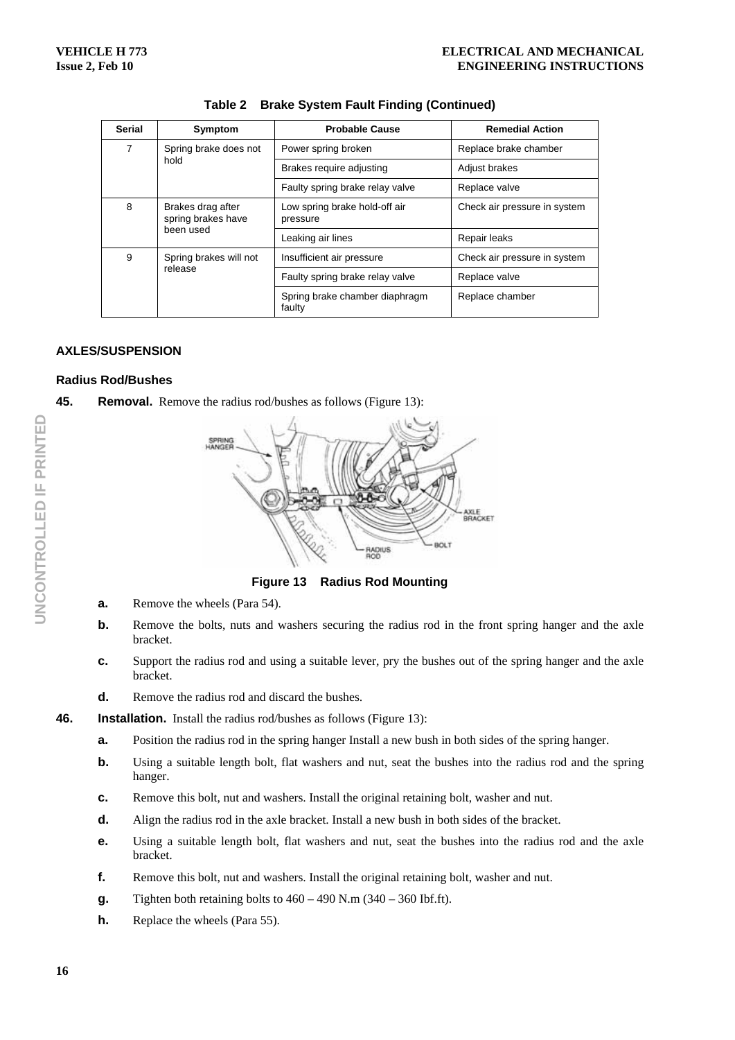**Table 2 Brake System Fault Finding (Continued)**

| Serial | Symptom | Probable Cause | Remedial Action |
|---|---|---|---|
| 7 | Spring brake does not hold | Power spring broken | Replace brake chamber |
| | | Brakes require adjusting | Adjust brakes |
| | | Faulty spring brake relay valve | Replace valve |
| 8 | Brakes drag after spring brakes have been used | Low spring brake hold-off air pressure | Check air pressure in system |
| | | Leaking air lines | Repair leaks |
| 9 | Spring brakes will not release | Insufficient air pressure | Check air pressure in system |
| | | Faulty spring brake relay valve | Replace valve |
| | | Spring brake chamber diaphragm faulty | Replace chamber |

## AXLES/SUSPENSION

### Radius Rod/Bushes

**45. Removal.** Remove the radius rod/bushes as follows (Figure 13):

**Figure 13 Radius Rod Mounting**

**a.** Remove the wheels (Para 54).

**b.** Remove the bolts, nuts and washers securing the radius rod in the front spring hanger and the axle bracket.

**c.** Support the radius rod and using a suitable lever, pry the bushes out of the spring hanger and the axle bracket.

**d.** Remove the radius rod and discard the bushes.

**46. Installation.** Install the radius rod/bushes as follows (Figure 13):

**a.** Position the radius rod in the spring hanger Install a new bush in both sides of the spring hanger.

**b.** Using a suitable length bolt, flat washers and nut, seat the bushes into the radius rod and the spring hanger.

**c.** Remove this bolt, nut and washers. Install the original retaining bolt, washer and nut.

**d.** Align the radius rod in the axle bracket. Install a new bush in both sides of the bracket.

**e.** Using a suitable length bolt, flat washers and nut, seat the bushes into the radius rod and the axle bracket.

**f.** Remove this bolt, nut and washers. Install the original retaining bolt, washer and nut.

**g.** Tighten both retaining bolts to 460 – 490 N.m (340 – 360 Ibf.ft).

**h.** Replace the wheels (Para 55).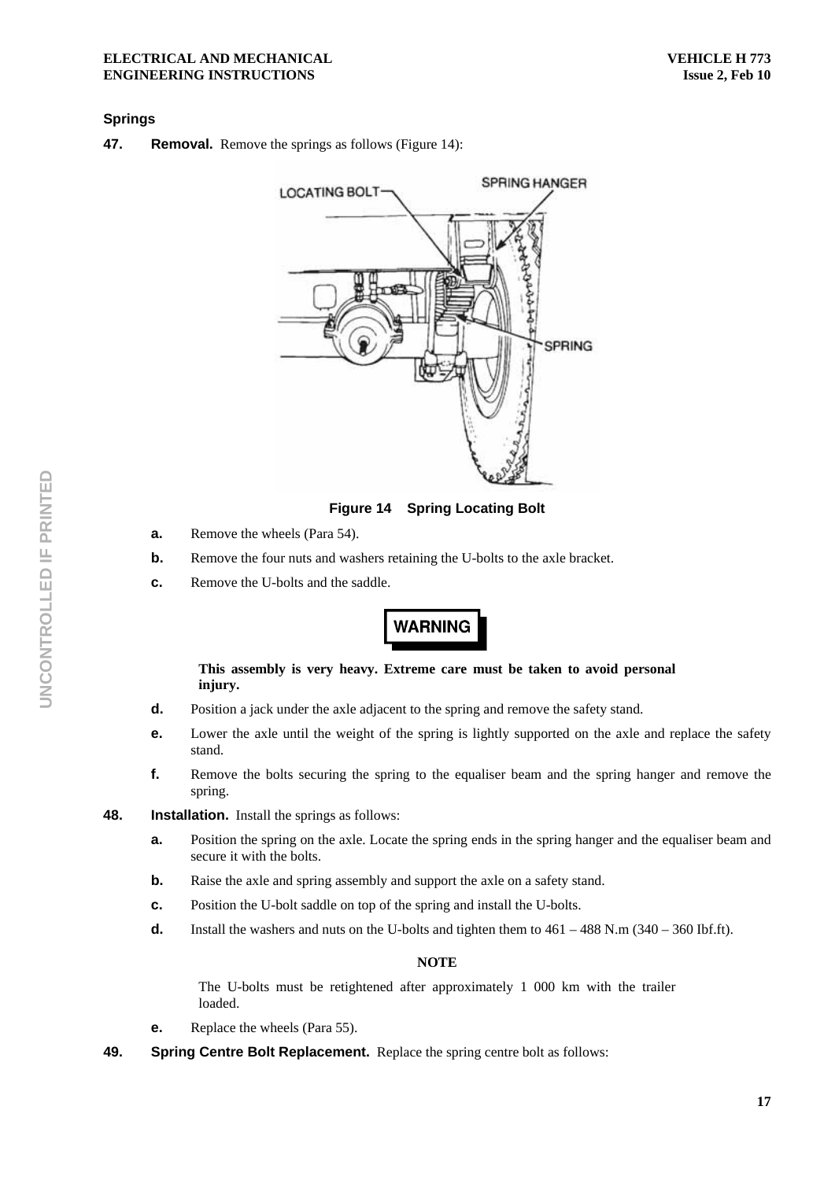## Springs

**47. Removal.** Remove the springs as follows (Figure 14):

**Figure 14 Spring Locating Bolt**

**a.** Remove the wheels (Para 54).

**b.** Remove the four nuts and washers retaining the U-bolts to the axle bracket.

**c.** Remove the U-bolts and the saddle.

**WARNING**

**This assembly is very heavy. Extreme care must be taken to avoid personal injury.**

**d.** Position a jack under the axle adjacent to the spring and remove the safety stand.

**e.** Lower the axle until the weight of the spring is lightly supported on the axle and replace the safety stand.

**f.** Remove the bolts securing the spring to the equaliser beam and the spring hanger and remove the spring.

**48. Installation.** Install the springs as follows:

**a.** Position the spring on the axle. Locate the spring ends in the spring hanger and the equaliser beam and secure it with the bolts.

**b.** Raise the axle and spring assembly and support the axle on a safety stand.

**c.** Position the U-bolt saddle on top of the spring and install the U-bolts.

**d.** Install the washers and nuts on the U-bolts and tighten them to 461 – 488 N.m (340 – 360 Ibf.ft).

**NOTE**

The U-bolts must be retightened after approximately 1 000 km with the trailer loaded.

**e.** Replace the wheels (Para 55).

**49. Spring Centre Bolt Replacement.** Replace the spring centre bolt as follows: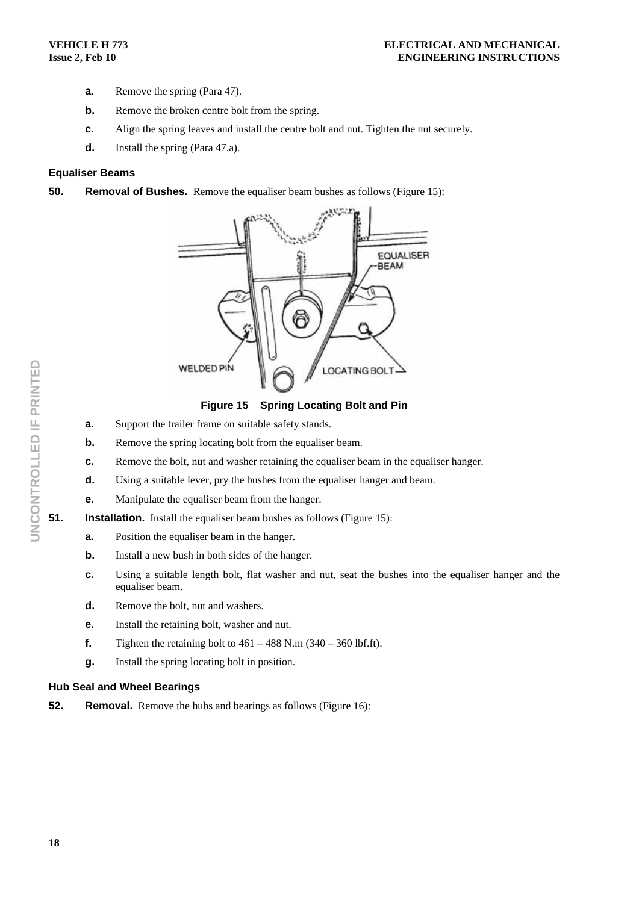**a.** Remove the spring (Para 47).

**b.** Remove the broken centre bolt from the spring.

**c.** Align the spring leaves and install the centre bolt and nut. Tighten the nut securely.

**d.** Install the spring (Para 47.a).

### Equaliser Beams

**50. Removal of Bushes.** Remove the equaliser beam bushes as follows (Figure 15):

**Figure 15 Spring Locating Bolt and Pin**

**a.** Support the trailer frame on suitable safety stands.

**b.** Remove the spring locating bolt from the equaliser beam.

**c.** Remove the bolt, nut and washer retaining the equaliser beam in the equaliser hanger.

**d.** Using a suitable lever, pry the bushes from the equaliser hanger and beam.

**e.** Manipulate the equaliser beam from the hanger.

**51. Installation.** Install the equaliser beam bushes as follows (Figure 15):

**a.** Position the equaliser beam in the hanger.

**b.** Install a new bush in both sides of the hanger.

**c.** Using a suitable length bolt, flat washer and nut, seat the bushes into the equaliser hanger and the equaliser beam.

**d.** Remove the bolt, nut and washers.

**e.** Install the retaining bolt, washer and nut.

**f.** Tighten the retaining bolt to 461 – 488 N.m (340 – 360 lbf.ft).

**g.** Install the spring locating bolt in position.

### Hub Seal and Wheel Bearings

**52. Removal.** Remove the hubs and bearings as follows (Figure 16):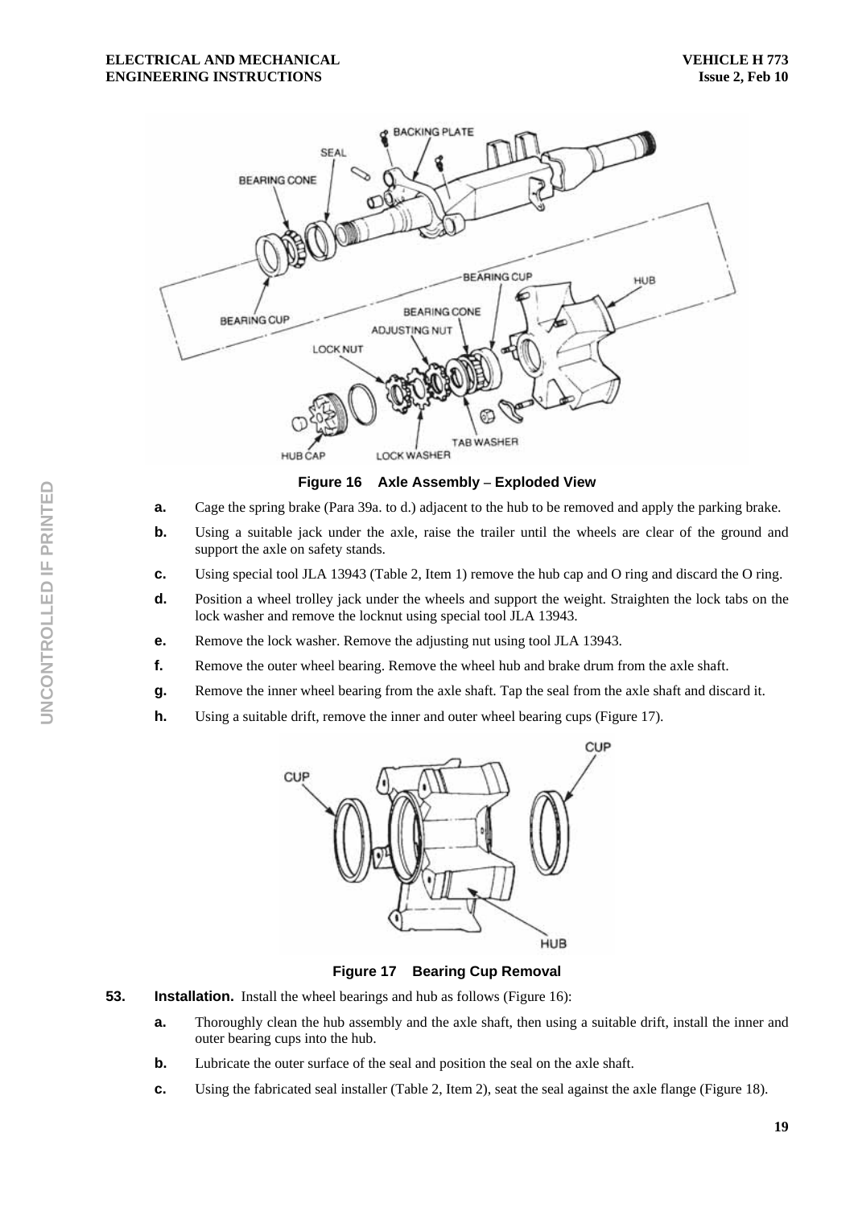**Figure 16 Axle Assembly – Exploded View**

- **a.** Cage the spring brake (Para 39a. to d.) adjacent to the hub to be removed and apply the parking brake.
- **b.** Using a suitable jack under the axle, raise the trailer until the wheels are clear of the ground and support the axle on safety stands.
- **c.** Using special tool JLA 13943 (Table 2, Item 1) remove the hub cap and O ring and discard the O ring.
- **d.** Position a wheel trolley jack under the wheels and support the weight. Straighten the lock tabs on the lock washer and remove the locknut using special tool JLA 13943.
- **e.** Remove the lock washer. Remove the adjusting nut using tool JLA 13943.
- **f.** Remove the outer wheel bearing. Remove the wheel hub and brake drum from the axle shaft.
- **g.** Remove the inner wheel bearing from the axle shaft. Tap the seal from the axle shaft and discard it.
- **h.** Using a suitable drift, remove the inner and outer wheel bearing cups (Figure 17).

**Figure 17 Bearing Cup Removal**

**53. Installation.** Install the wheel bearings and hub as follows (Figure 16):

- **a.** Thoroughly clean the hub assembly and the axle shaft, then using a suitable drift, install the inner and outer bearing cups into the hub.
- **b.** Lubricate the outer surface of the seal and position the seal on the axle shaft.
- **c.** Using the fabricated seal installer (Table 2, Item 2), seat the seal against the axle flange (Figure 18).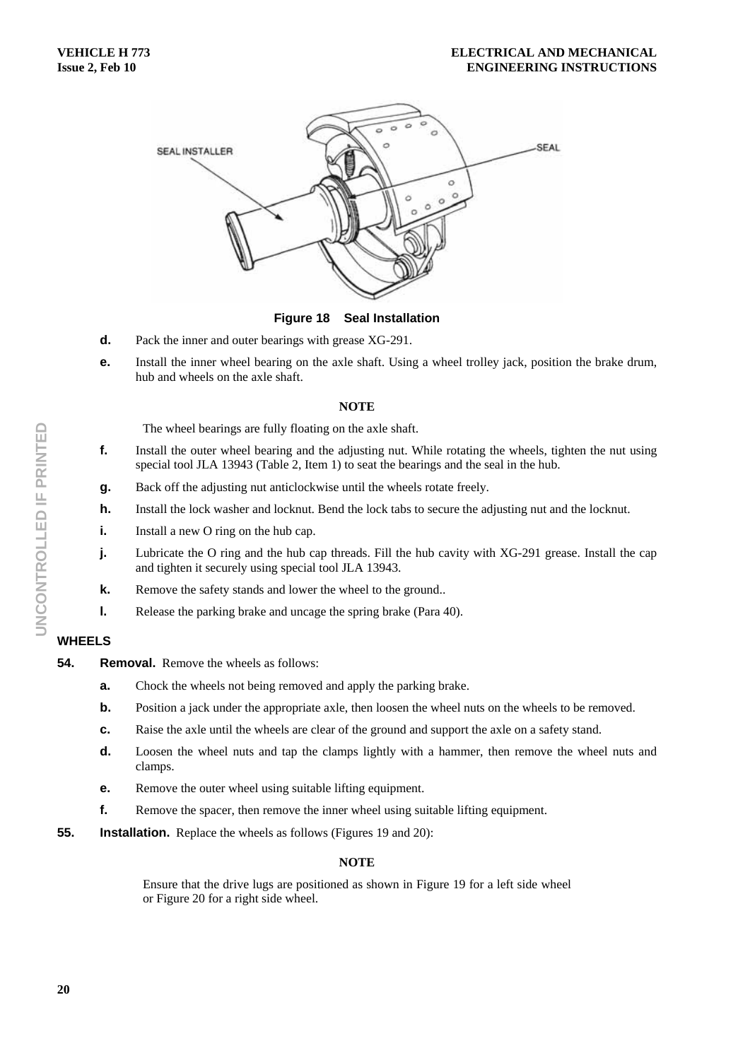SEAL INSTALLER

SEAL

**Figure 18 Seal Installation**

**d.** Pack the inner and outer bearings with grease XG-291.

**e.** Install the inner wheel bearing on the axle shaft. Using a wheel trolley jack, position the brake drum, hub and wheels on the axle shaft.

**NOTE**

The wheel bearings are fully floating on the axle shaft.

**f.** Install the outer wheel bearing and the adjusting nut. While rotating the wheels, tighten the nut using special tool JLA 13943 (Table 2, Item 1) to seat the bearings and the seal in the hub.

**g.** Back off the adjusting nut anticlockwise until the wheels rotate freely.

**h.** Install the lock washer and locknut. Bend the lock tabs to secure the adjusting nut and the locknut.

**i.** Install a new O ring on the hub cap.

**j.** Lubricate the O ring and the hub cap threads. Fill the hub cavity with XG-291 grease. Install the cap and tighten it securely using special tool JLA 13943.

**k.** Remove the safety stands and lower the wheel to the ground..

**l.** Release the parking brake and uncage the spring brake (Para 40).

## WHEELS

**54. Removal.** Remove the wheels as follows:

**a.** Chock the wheels not being removed and apply the parking brake.

**b.** Position a jack under the appropriate axle, then loosen the wheel nuts on the wheels to be removed.

**c.** Raise the axle until the wheels are clear of the ground and support the axle on a safety stand.

**d.** Loosen the wheel nuts and tap the clamps lightly with a hammer, then remove the wheel nuts and clamps.

**e.** Remove the outer wheel using suitable lifting equipment.

**f.** Remove the spacer, then remove the inner wheel using suitable lifting equipment.

**55. Installation.** Replace the wheels as follows (Figures 19 and 20):

**NOTE**

Ensure that the drive lugs are positioned as shown in Figure 19 for a left side wheel or Figure 20 for a right side wheel.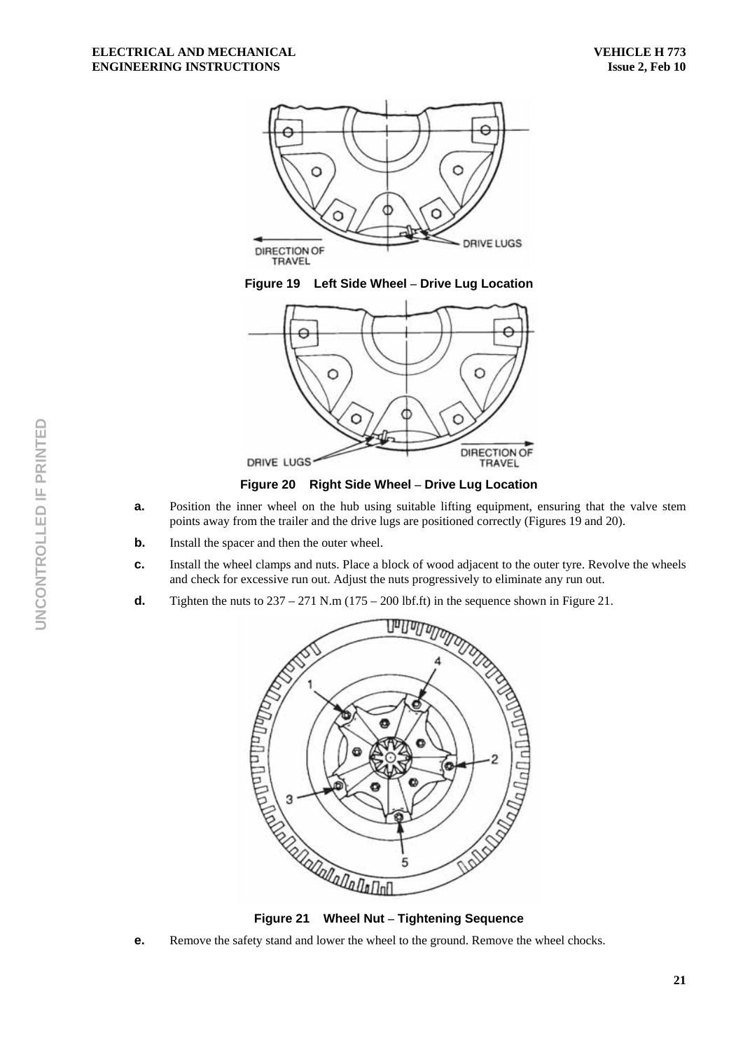Figure 19    Left Side Wheel – Drive Lug Location

Figure 20    Right Side Wheel – Drive Lug Location

**a.** Position the inner wheel on the hub using suitable lifting equipment, ensuring that the valve stem points away from the trailer and the drive lugs are positioned correctly (Figures 19 and 20).

**b.** Install the spacer and then the outer wheel.

**c.** Install the wheel clamps and nuts. Place a block of wood adjacent to the outer tyre. Revolve the wheels and check for excessive run out. Adjust the nuts progressively to eliminate any run out.

**d.** Tighten the nuts to 237 – 271 N.m (175 – 200 lbf.ft) in the sequence shown in Figure 21.

Figure 21    Wheel Nut – Tightening Sequence

**e.** Remove the safety stand and lower the wheel to the ground. Remove the wheel chocks.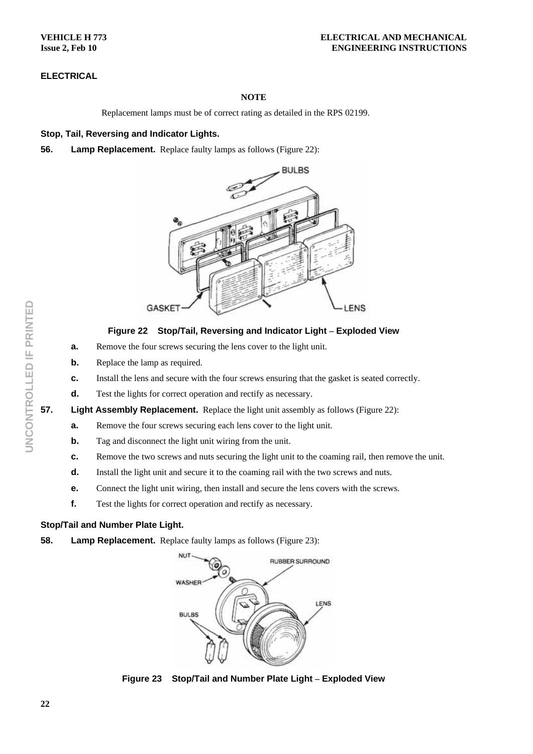## ELECTRICAL

**NOTE**

Replacement lamps must be of correct rating as detailed in the RPS 02199.

### Stop, Tail, Reversing and Indicator Lights.

**56. Lamp Replacement.** Replace faulty lamps as follows (Figure 22):

**Figure 22 Stop/Tail, Reversing and Indicator Light – Exploded View**

**a.** Remove the four screws securing the lens cover to the light unit.

**b.** Replace the lamp as required.

**c.** Install the lens and secure with the four screws ensuring that the gasket is seated correctly.

**d.** Test the lights for correct operation and rectify as necessary.

**57. Light Assembly Replacement.** Replace the light unit assembly as follows (Figure 22):

**a.** Remove the four screws securing each lens cover to the light unit.

**b.** Tag and disconnect the light unit wiring from the unit.

**c.** Remove the two screws and nuts securing the light unit to the coaming rail, then remove the unit.

**d.** Install the light unit and secure it to the coaming rail with the two screws and nuts.

**e.** Connect the light unit wiring, then install and secure the lens covers with the screws.

**f.** Test the lights for correct operation and rectify as necessary.

### Stop/Tail and Number Plate Light.

**58. Lamp Replacement.** Replace faulty lamps as follows (Figure 23):

**Figure 23 Stop/Tail and Number Plate Light – Exploded View**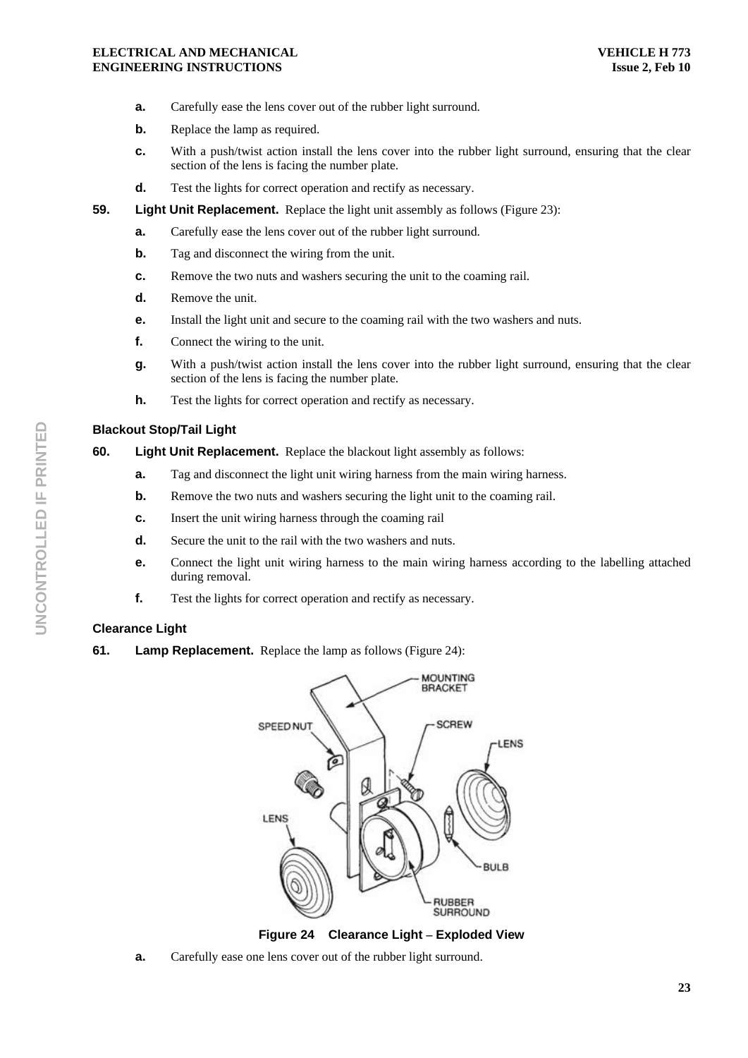a. Carefully ease the lens cover out of the rubber light surround.

b. Replace the lamp as required.

c. With a push/twist action install the lens cover into the rubber light surround, ensuring that the clear section of the lens is facing the number plate.

d. Test the lights for correct operation and rectify as necessary.

**59. Light Unit Replacement.** Replace the light unit assembly as follows (Figure 23):

a. Carefully ease the lens cover out of the rubber light surround.

b. Tag and disconnect the wiring from the unit.

c. Remove the two nuts and washers securing the unit to the coaming rail.

d. Remove the unit.

e. Install the light unit and secure to the coaming rail with the two washers and nuts.

f. Connect the wiring to the unit.

g. With a push/twist action install the lens cover into the rubber light surround, ensuring that the clear section of the lens is facing the number plate.

h. Test the lights for correct operation and rectify as necessary.

### Blackout Stop/Tail Light

**60. Light Unit Replacement.** Replace the blackout light assembly as follows:

a. Tag and disconnect the light unit wiring harness from the main wiring harness.

b. Remove the two nuts and washers securing the light unit to the coaming rail.

c. Insert the unit wiring harness through the coaming rail

d. Secure the unit to the rail with the two washers and nuts.

e. Connect the light unit wiring harness to the main wiring harness according to the labelling attached during removal.

f. Test the lights for correct operation and rectify as necessary.

### Clearance Light

**61. Lamp Replacement.** Replace the lamp as follows (Figure 24):

MOUNTING BRACKET, SPEED NUT, SCREW, LENS, LENS, BULB, RUBBER SURROUND

**Figure 24 Clearance Light – Exploded View**

a. Carefully ease one lens cover out of the rubber light surround.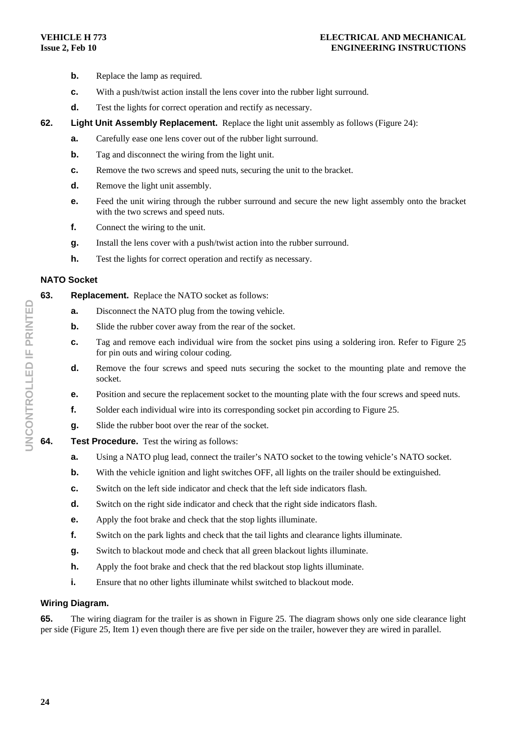**b.** Replace the lamp as required.

**c.** With a push/twist action install the lens cover into the rubber light surround.

**d.** Test the lights for correct operation and rectify as necessary.

**62. Light Unit Assembly Replacement.** Replace the light unit assembly as follows (Figure 24):

**a.** Carefully ease one lens cover out of the rubber light surround.

**b.** Tag and disconnect the wiring from the light unit.

**c.** Remove the two screws and speed nuts, securing the unit to the bracket.

**d.** Remove the light unit assembly.

**e.** Feed the unit wiring through the rubber surround and secure the new light assembly onto the bracket with the two screws and speed nuts.

**f.** Connect the wiring to the unit.

**g.** Install the lens cover with a push/twist action into the rubber surround.

**h.** Test the lights for correct operation and rectify as necessary.

### NATO Socket

**63. Replacement.** Replace the NATO socket as follows:

**a.** Disconnect the NATO plug from the towing vehicle.

**b.** Slide the rubber cover away from the rear of the socket.

**c.** Tag and remove each individual wire from the socket pins using a soldering iron. Refer to Figure 25 for pin outs and wiring colour coding.

**d.** Remove the four screws and speed nuts securing the socket to the mounting plate and remove the socket.

**e.** Position and secure the replacement socket to the mounting plate with the four screws and speed nuts.

**f.** Solder each individual wire into its corresponding socket pin according to Figure 25.

**g.** Slide the rubber boot over the rear of the socket.

**64. Test Procedure.** Test the wiring as follows:

**a.** Using a NATO plug lead, connect the trailer's NATO socket to the towing vehicle's NATO socket.

**b.** With the vehicle ignition and light switches OFF, all lights on the trailer should be extinguished.

**c.** Switch on the left side indicator and check that the left side indicators flash.

**d.** Switch on the right side indicator and check that the right side indicators flash.

**e.** Apply the foot brake and check that the stop lights illuminate.

**f.** Switch on the park lights and check that the tail lights and clearance lights illuminate.

**g.** Switch to blackout mode and check that all green blackout lights illuminate.

**h.** Apply the foot brake and check that the red blackout stop lights illuminate.

**i.** Ensure that no other lights illuminate whilst switched to blackout mode.

### Wiring Diagram.

**65.** The wiring diagram for the trailer is as shown in Figure 25. The diagram shows only one side clearance light per side (Figure 25, Item 1) even though there are five per side on the trailer, however they are wired in parallel.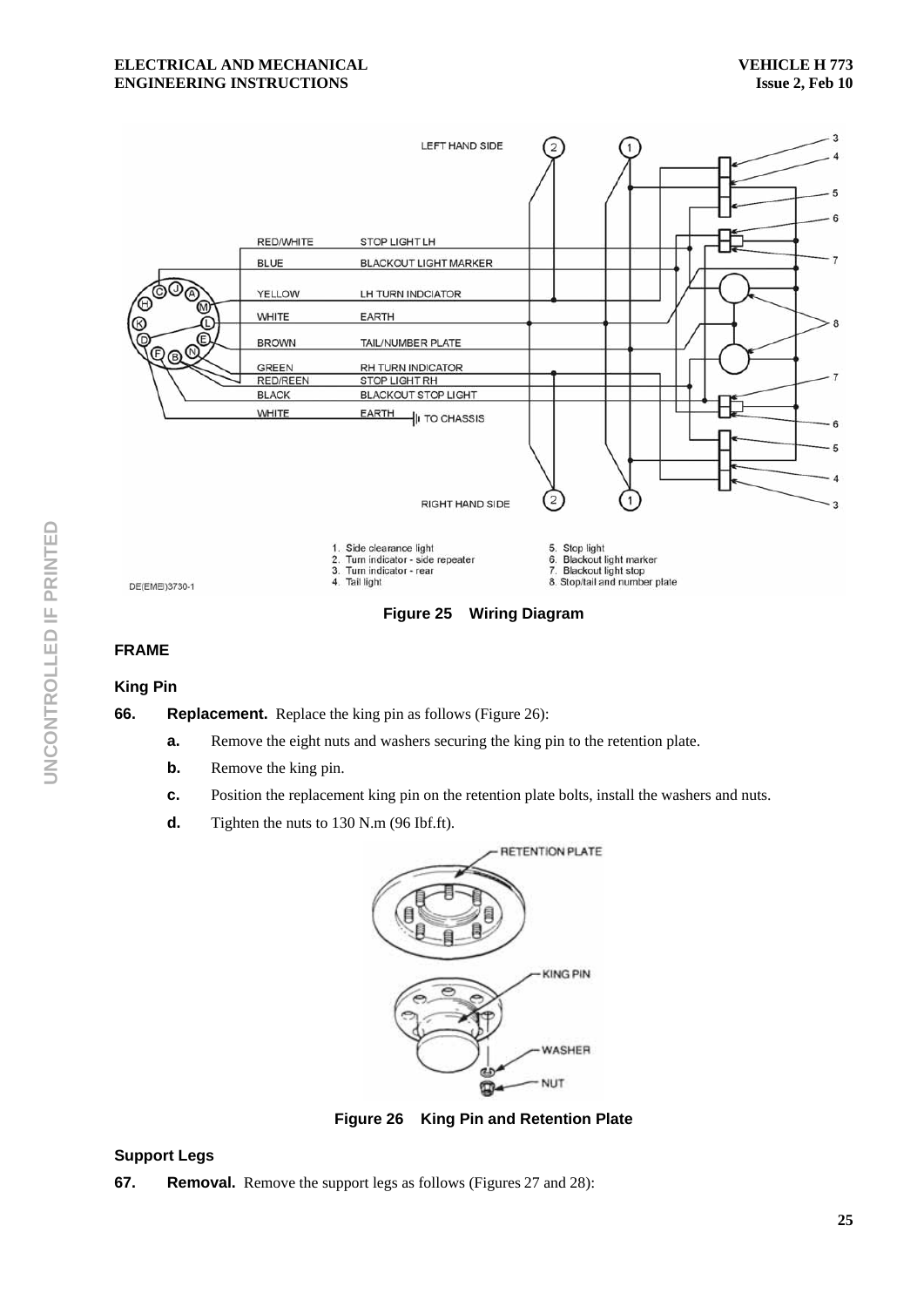Figure 25 Wiring Diagram

## FRAME

### King Pin

**66. Replacement.** Replace the king pin as follows (Figure 26):

**a.** Remove the eight nuts and washers securing the king pin to the retention plate.

**b.** Remove the king pin.

**c.** Position the replacement king pin on the retention plate bolts, install the washers and nuts.

**d.** Tighten the nuts to 130 N.m (96 Ibf.ft).

Figure 26 King Pin and Retention Plate

### Support Legs

**67. Removal.** Remove the support legs as follows (Figures 27 and 28):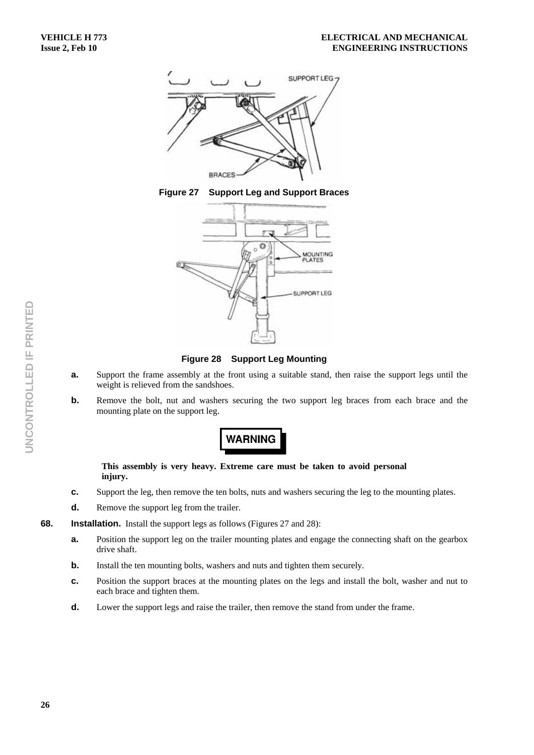Figure 27 Support Leg and Support Braces

Figure 28 Support Leg Mounting

**a.** Support the frame assembly at the front using a suitable stand, then raise the support legs until the weight is relieved from the sandshoes.

**b.** Remove the bolt, nut and washers securing the two support leg braces from each brace and the mounting plate on the support leg.

**WARNING**

**This assembly is very heavy. Extreme care must be taken to avoid personal injury.**

**c.** Support the leg, then remove the ten bolts, nuts and washers securing the leg to the mounting plates.

**d.** Remove the support leg from the trailer.

**68. Installation.** Install the support legs as follows (Figures 27 and 28):

**a.** Position the support leg on the trailer mounting plates and engage the connecting shaft on the gearbox drive shaft.

**b.** Install the ten mounting bolts, washers and nuts and tighten them securely.

**c.** Position the support braces at the mounting plates on the legs and install the bolt, washer and nut to each brace and tighten them.

**d.** Lower the support legs and raise the trailer, then remove the stand from under the frame.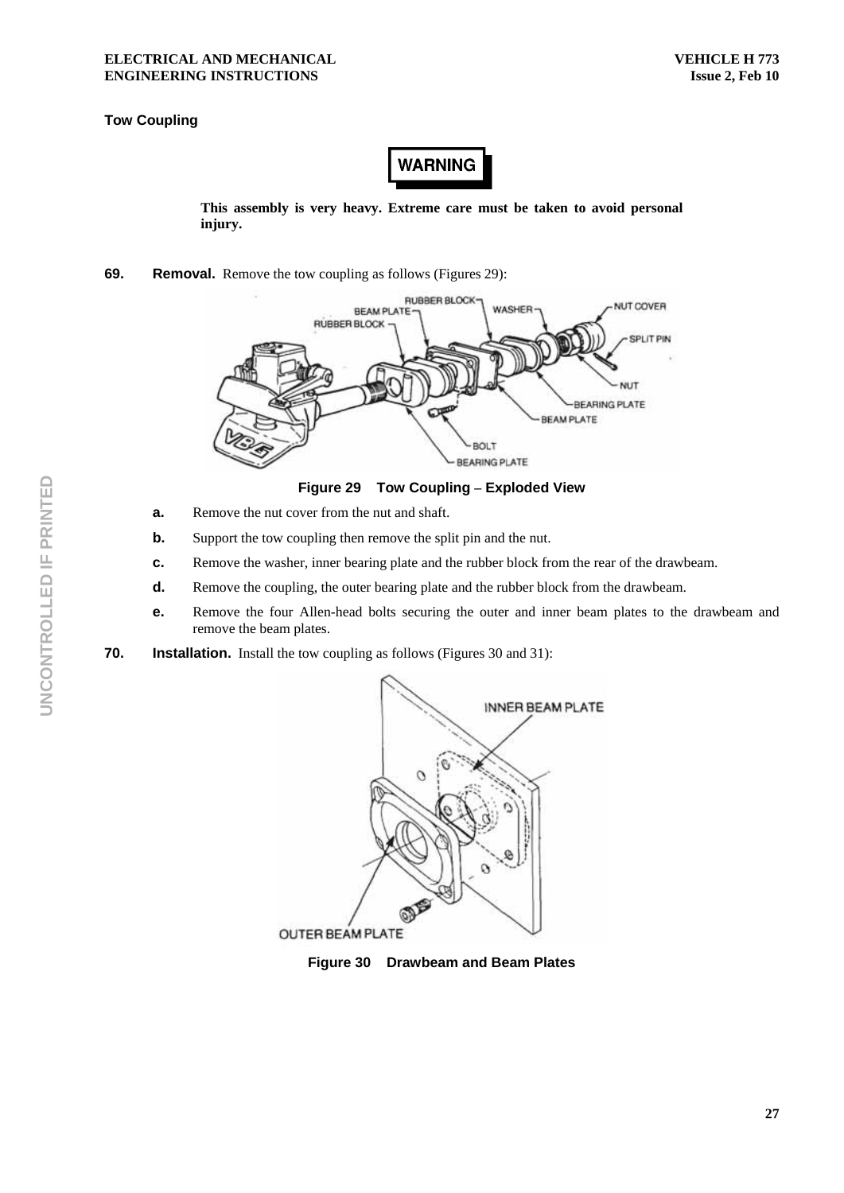**Tow Coupling**

**WARNING**

**This assembly is very heavy. Extreme care must be taken to avoid personal injury.**

**69. Removal.** Remove the tow coupling as follows (Figures 29):

**Figure 29 Tow Coupling – Exploded View**

- **a.** Remove the nut cover from the nut and shaft.
- **b.** Support the tow coupling then remove the split pin and the nut.
- **c.** Remove the washer, inner bearing plate and the rubber block from the rear of the drawbeam.
- **d.** Remove the coupling, the outer bearing plate and the rubber block from the drawbeam.
- **e.** Remove the four Allen-head bolts securing the outer and inner beam plates to the drawbeam and remove the beam plates.

**70. Installation.** Install the tow coupling as follows (Figures 30 and 31):

**Figure 30 Drawbeam and Beam Plates**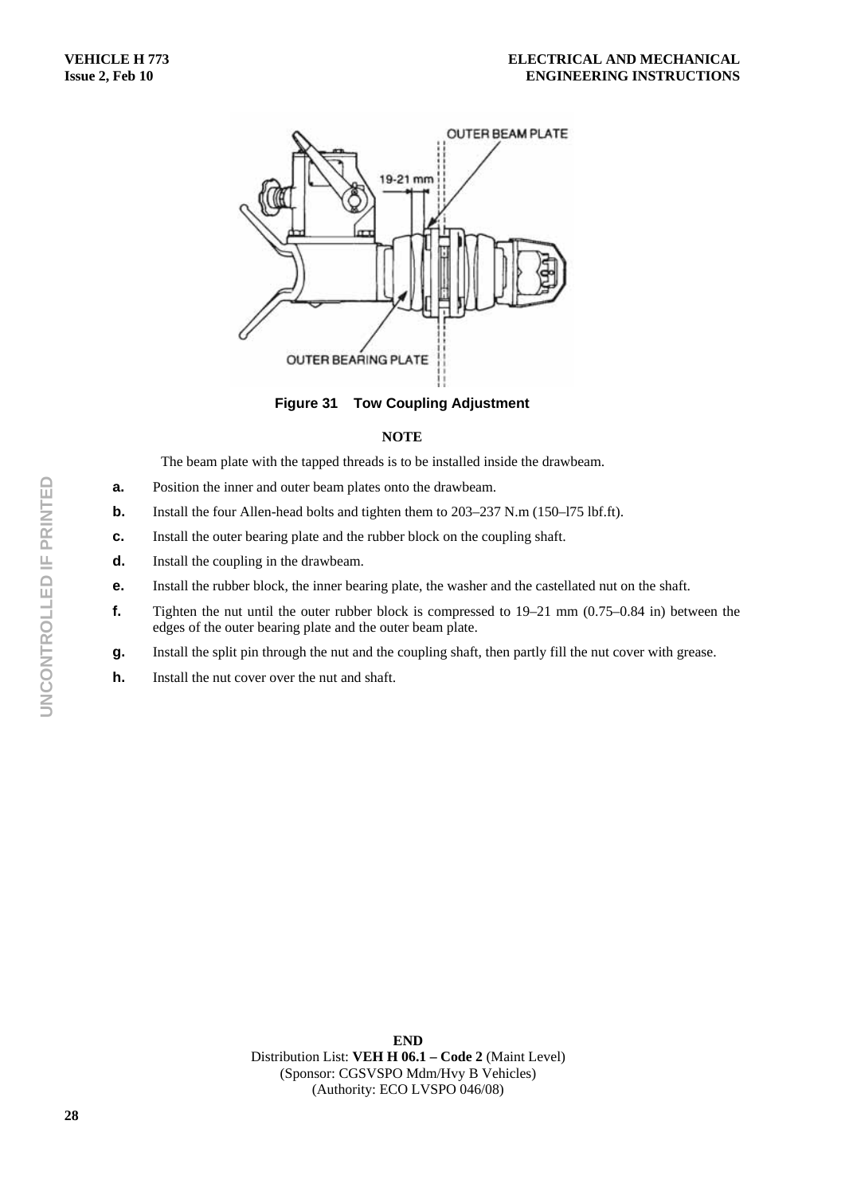OUTER BEAM PLATE

19-21 mm

OUTER BEARING PLATE

**Figure 31 Tow Coupling Adjustment**

**NOTE**

The beam plate with the tapped threads is to be installed inside the drawbeam.

**a.** Position the inner and outer beam plates onto the drawbeam.

**b.** Install the four Allen-head bolts and tighten them to 203–237 N.m (150–l75 lbf.ft).

**c.** Install the outer bearing plate and the rubber block on the coupling shaft.

**d.** Install the coupling in the drawbeam.

**e.** Install the rubber block, the inner bearing plate, the washer and the castellated nut on the shaft.

**f.** Tighten the nut until the outer rubber block is compressed to 19–21 mm (0.75–0.84 in) between the edges of the outer bearing plate and the outer beam plate.

**g.** Install the split pin through the nut and the coupling shaft, then partly fill the nut cover with grease.

**h.** Install the nut cover over the nut and shaft.

**END**

Distribution List: **VEH H 06.1 – Code 2** (Maint Level)
(Sponsor: CGSVSPO Mdm/Hvy B Vehicles)
(Authority: ECO LVSPO 046/08)